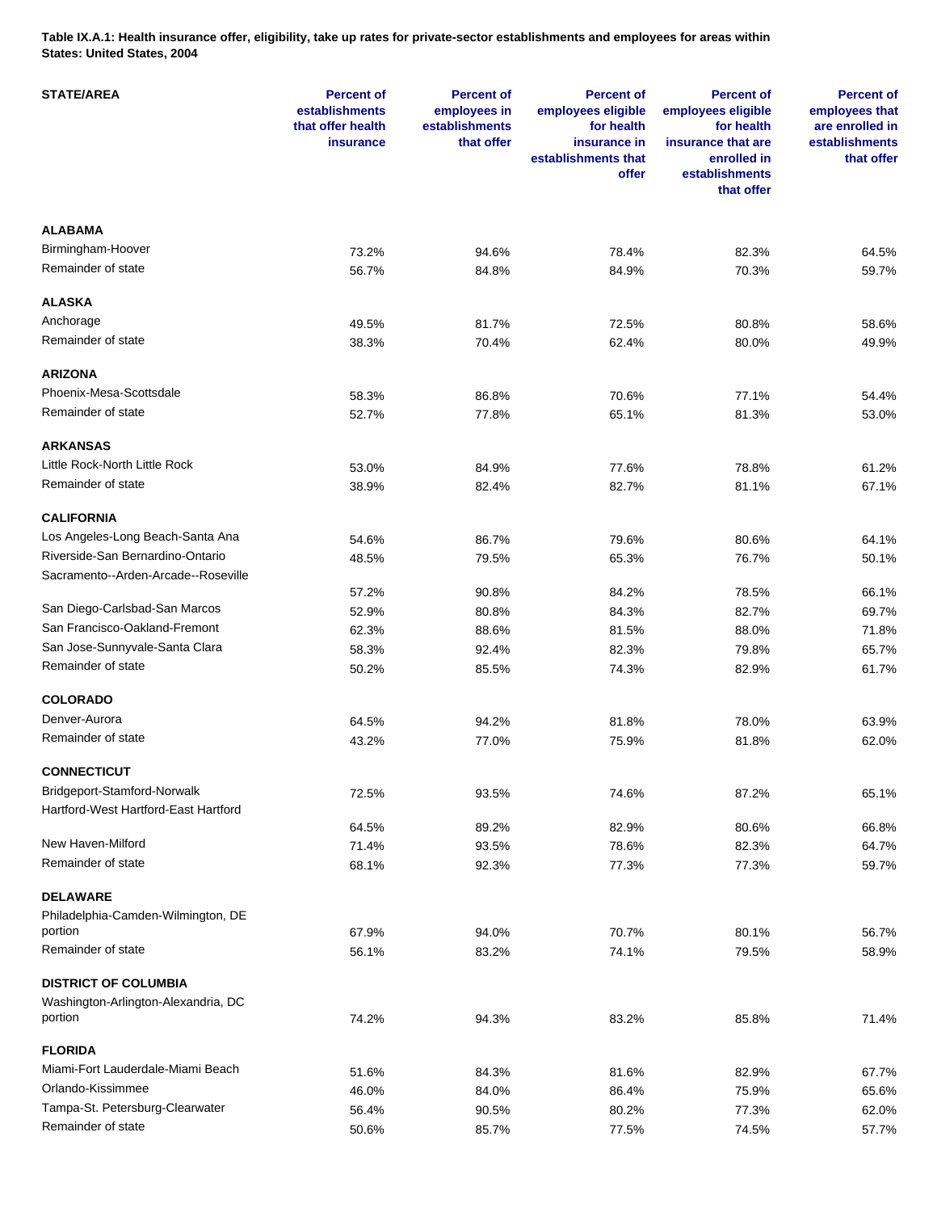**Table IX.A.1: Health insurance offer, eligibility, take up rates for private-sector establishments and employees for areas within States: United States, 2004**

| STATE/AREA | Percent of establishments that offer health insurance | Percent of employees in establishments that offer | Percent of employees eligible for health insurance in establishments that offer | Percent of employees eligible for health insurance that are enrolled in establishments that offer | Percent of employees that are enrolled in establishments that offer |
|---|---|---|---|---|---|
| **ALABAMA** | | | | | |
| Birmingham-Hoover | 73.2% | 94.6% | 78.4% | 82.3% | 64.5% |
| Remainder of state | 56.7% | 84.8% | 84.9% | 70.3% | 59.7% |
| **ALASKA** | | | | | |
| Anchorage | 49.5% | 81.7% | 72.5% | 80.8% | 58.6% |
| Remainder of state | 38.3% | 70.4% | 62.4% | 80.0% | 49.9% |
| **ARIZONA** | | | | | |
| Phoenix-Mesa-Scottsdale | 58.3% | 86.8% | 70.6% | 77.1% | 54.4% |
| Remainder of state | 52.7% | 77.8% | 65.1% | 81.3% | 53.0% |
| **ARKANSAS** | | | | | |
| Little Rock-North Little Rock | 53.0% | 84.9% | 77.6% | 78.8% | 61.2% |
| Remainder of state | 38.9% | 82.4% | 82.7% | 81.1% | 67.1% |
| **CALIFORNIA** | | | | | |
| Los Angeles-Long Beach-Santa Ana | 54.6% | 86.7% | 79.6% | 80.6% | 64.1% |
| Riverside-San Bernardino-Ontario | 48.5% | 79.5% | 65.3% | 76.7% | 50.1% |
| Sacramento--Arden-Arcade--Roseville | 57.2% | 90.8% | 84.2% | 78.5% | 66.1% |
| San Diego-Carlsbad-San Marcos | 52.9% | 80.8% | 84.3% | 82.7% | 69.7% |
| San Francisco-Oakland-Fremont | 62.3% | 88.6% | 81.5% | 88.0% | 71.8% |
| San Jose-Sunnyvale-Santa Clara | 58.3% | 92.4% | 82.3% | 79.8% | 65.7% |
| Remainder of state | 50.2% | 85.5% | 74.3% | 82.9% | 61.7% |
| **COLORADO** | | | | | |
| Denver-Aurora | 64.5% | 94.2% | 81.8% | 78.0% | 63.9% |
| Remainder of state | 43.2% | 77.0% | 75.9% | 81.8% | 62.0% |
| **CONNECTICUT** | | | | | |
| Bridgeport-Stamford-Norwalk | 72.5% | 93.5% | 74.6% | 87.2% | 65.1% |
| Hartford-West Hartford-East Hartford | 64.5% | 89.2% | 82.9% | 80.6% | 66.8% |
| New Haven-Milford | 71.4% | 93.5% | 78.6% | 82.3% | 64.7% |
| Remainder of state | 68.1% | 92.3% | 77.3% | 77.3% | 59.7% |
| **DELAWARE** | | | | | |
| Philadelphia-Camden-Wilmington, DE portion | 67.9% | 94.0% | 70.7% | 80.1% | 56.7% |
| Remainder of state | 56.1% | 83.2% | 74.1% | 79.5% | 58.9% |
| **DISTRICT OF COLUMBIA** | | | | | |
| Washington-Arlington-Alexandria, DC portion | 74.2% | 94.3% | 83.2% | 85.8% | 71.4% |
| **FLORIDA** | | | | | |
| Miami-Fort Lauderdale-Miami Beach | 51.6% | 84.3% | 81.6% | 82.9% | 67.7% |
| Orlando-Kissimmee | 46.0% | 84.0% | 86.4% | 75.9% | 65.6% |
| Tampa-St. Petersburg-Clearwater | 56.4% | 90.5% | 80.2% | 77.3% | 62.0% |
| Remainder of state | 50.6% | 85.7% | 77.5% | 74.5% | 57.7% |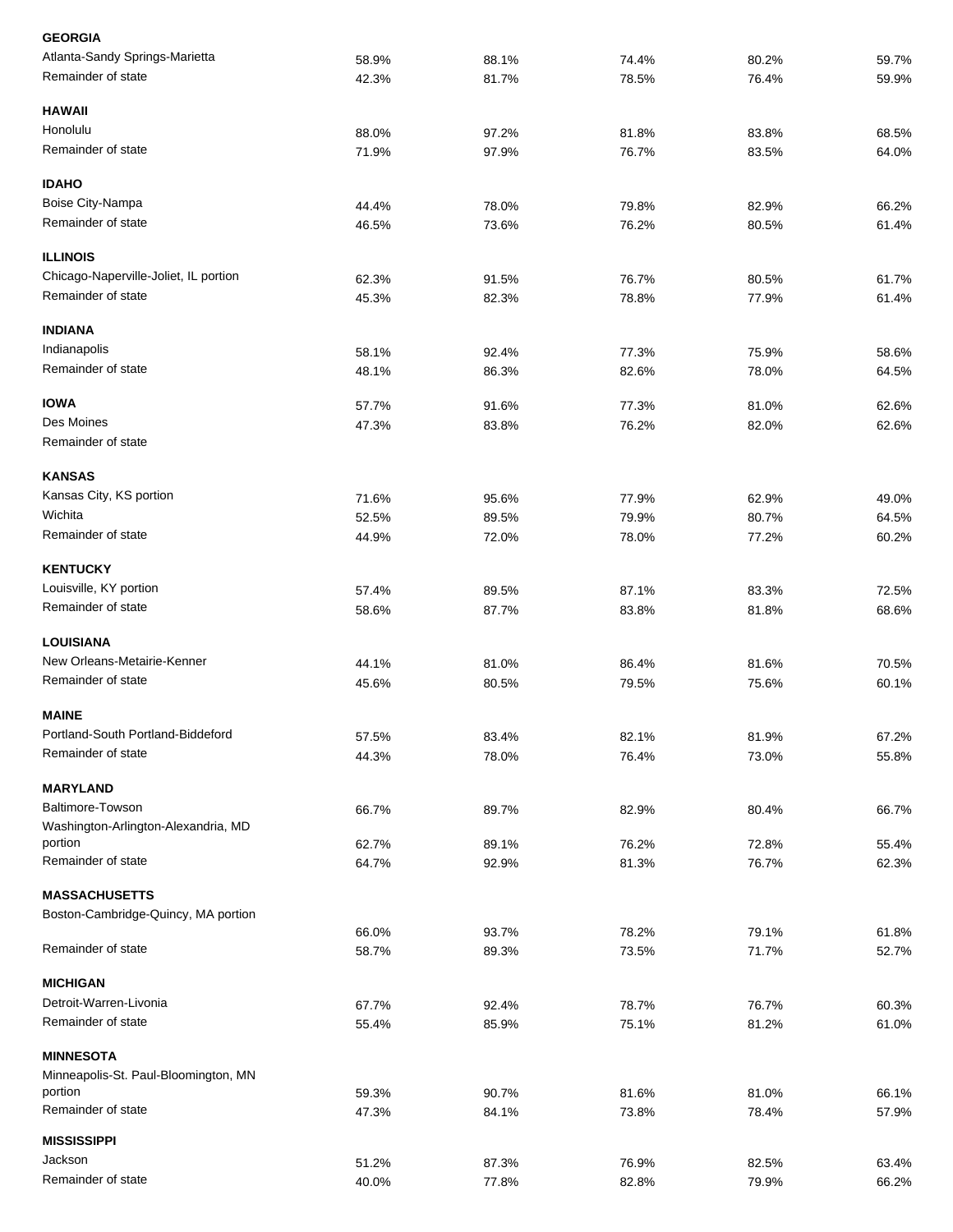| | | | | | |
|---|---|---|---|---|---|
| **GEORGIA** | | | | | |
| Atlanta-Sandy Springs-Marietta | 58.9% | 88.1% | 74.4% | 80.2% | 59.7% |
| Remainder of state | 42.3% | 81.7% | 78.5% | 76.4% | 59.9% |
| **HAWAII** | | | | | |
| Honolulu | 88.0% | 97.2% | 81.8% | 83.8% | 68.5% |
| Remainder of state | 71.9% | 97.9% | 76.7% | 83.5% | 64.0% |
| **IDAHO** | | | | | |
| Boise City-Nampa | 44.4% | 78.0% | 79.8% | 82.9% | 66.2% |
| Remainder of state | 46.5% | 73.6% | 76.2% | 80.5% | 61.4% |
| **ILLINOIS** | | | | | |
| Chicago-Naperville-Joliet, IL portion | 62.3% | 91.5% | 76.7% | 80.5% | 61.7% |
| Remainder of state | 45.3% | 82.3% | 78.8% | 77.9% | 61.4% |
| **INDIANA** | | | | | |
| Indianapolis | 58.1% | 92.4% | 77.3% | 75.9% | 58.6% |
| Remainder of state | 48.1% | 86.3% | 82.6% | 78.0% | 64.5% |
| **IOWA** | 57.7% | 91.6% | 77.3% | 81.0% | 62.6% |
| Des Moines | 47.3% | 83.8% | 76.2% | 82.0% | 62.6% |
| Remainder of state | | | | | |
| **KANSAS** | | | | | |
| Kansas City, KS portion | 71.6% | 95.6% | 77.9% | 62.9% | 49.0% |
| Wichita | 52.5% | 89.5% | 79.9% | 80.7% | 64.5% |
| Remainder of state | 44.9% | 72.0% | 78.0% | 77.2% | 60.2% |
| **KENTUCKY** | | | | | |
| Louisville, KY portion | 57.4% | 89.5% | 87.1% | 83.3% | 72.5% |
| Remainder of state | 58.6% | 87.7% | 83.8% | 81.8% | 68.6% |
| **LOUISIANA** | | | | | |
| New Orleans-Metairie-Kenner | 44.1% | 81.0% | 86.4% | 81.6% | 70.5% |
| Remainder of state | 45.6% | 80.5% | 79.5% | 75.6% | 60.1% |
| **MAINE** | | | | | |
| Portland-South Portland-Biddeford | 57.5% | 83.4% | 82.1% | 81.9% | 67.2% |
| Remainder of state | 44.3% | 78.0% | 76.4% | 73.0% | 55.8% |
| **MARYLAND** | | | | | |
| Baltimore-Towson | 66.7% | 89.7% | 82.9% | 80.4% | 66.7% |
| Washington-Arlington-Alexandria, MD portion | 62.7% | 89.1% | 76.2% | 72.8% | 55.4% |
| Remainder of state | 64.7% | 92.9% | 81.3% | 76.7% | 62.3% |
| **MASSACHUSETTS** | | | | | |
| Boston-Cambridge-Quincy, MA portion | 66.0% | 93.7% | 78.2% | 79.1% | 61.8% |
| Remainder of state | 58.7% | 89.3% | 73.5% | 71.7% | 52.7% |
| **MICHIGAN** | | | | | |
| Detroit-Warren-Livonia | 67.7% | 92.4% | 78.7% | 76.7% | 60.3% |
| Remainder of state | 55.4% | 85.9% | 75.1% | 81.2% | 61.0% |
| **MINNESOTA** | | | | | |
| Minneapolis-St. Paul-Bloomington, MN portion | 59.3% | 90.7% | 81.6% | 81.0% | 66.1% |
| Remainder of state | 47.3% | 84.1% | 73.8% | 78.4% | 57.9% |
| **MISSISSIPPI** | | | | | |
| Jackson | 51.2% | 87.3% | 76.9% | 82.5% | 63.4% |
| Remainder of state | 40.0% | 77.8% | 82.8% | 79.9% | 66.2% |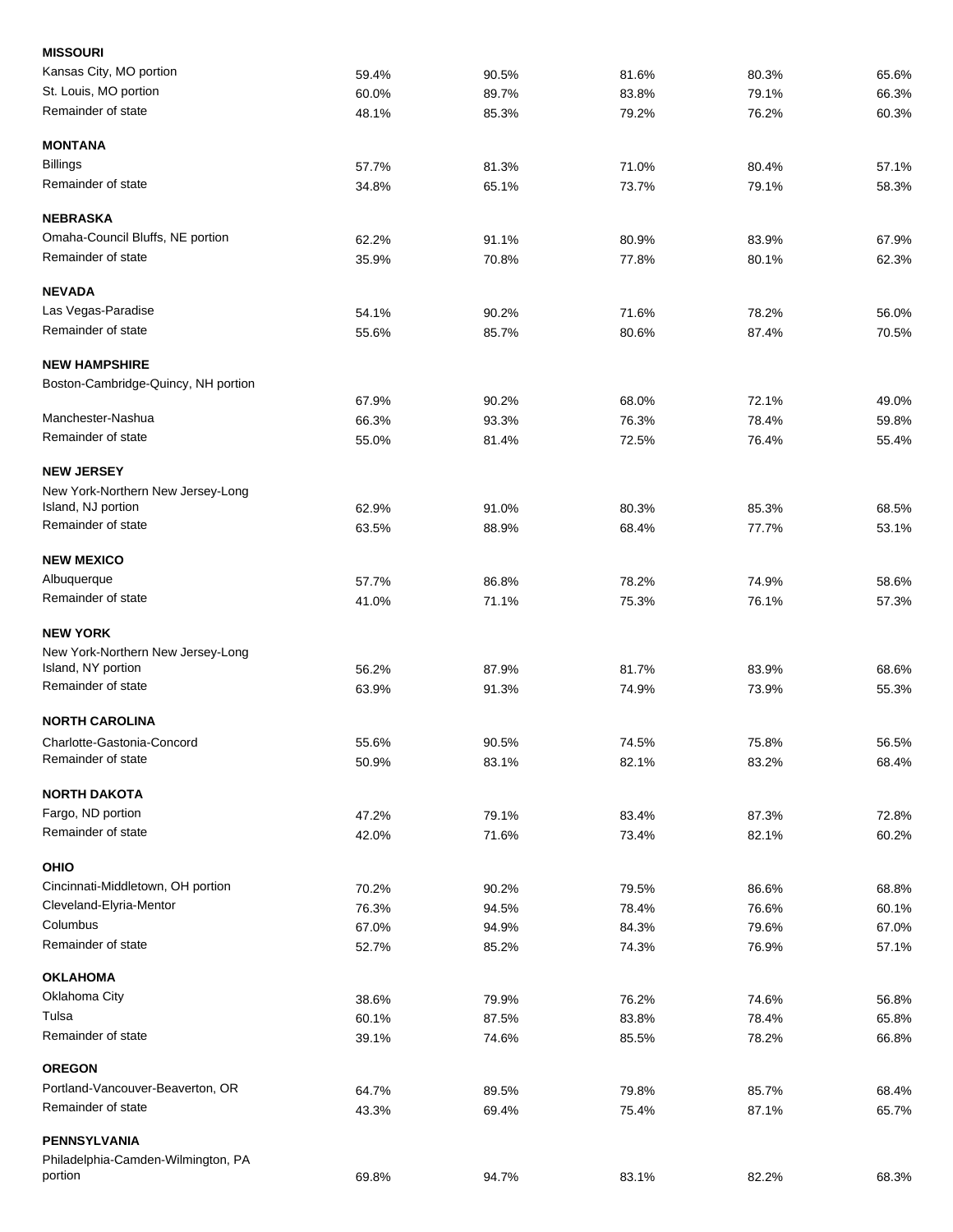| | | | | | |
|---|---|---|---|---|---|
| **MISSOURI** | | | | | |
| Kansas City, MO portion | 59.4% | 90.5% | 81.6% | 80.3% | 65.6% |
| St. Louis, MO portion | 60.0% | 89.7% | 83.8% | 79.1% | 66.3% |
| Remainder of state | 48.1% | 85.3% | 79.2% | 76.2% | 60.3% |
| **MONTANA** | | | | | |
| Billings | 57.7% | 81.3% | 71.0% | 80.4% | 57.1% |
| Remainder of state | 34.8% | 65.1% | 73.7% | 79.1% | 58.3% |
| **NEBRASKA** | | | | | |
| Omaha-Council Bluffs, NE portion | 62.2% | 91.1% | 80.9% | 83.9% | 67.9% |
| Remainder of state | 35.9% | 70.8% | 77.8% | 80.1% | 62.3% |
| **NEVADA** | | | | | |
| Las Vegas-Paradise | 54.1% | 90.2% | 71.6% | 78.2% | 56.0% |
| Remainder of state | 55.6% | 85.7% | 80.6% | 87.4% | 70.5% |
| **NEW HAMPSHIRE** | | | | | |
| Boston-Cambridge-Quincy, NH portion | 67.9% | 90.2% | 68.0% | 72.1% | 49.0% |
| Manchester-Nashua | 66.3% | 93.3% | 76.3% | 78.4% | 59.8% |
| Remainder of state | 55.0% | 81.4% | 72.5% | 76.4% | 55.4% |
| **NEW JERSEY** | | | | | |
| New York-Northern New Jersey-Long Island, NJ portion | 62.9% | 91.0% | 80.3% | 85.3% | 68.5% |
| Remainder of state | 63.5% | 88.9% | 68.4% | 77.7% | 53.1% |
| **NEW MEXICO** | | | | | |
| Albuquerque | 57.7% | 86.8% | 78.2% | 74.9% | 58.6% |
| Remainder of state | 41.0% | 71.1% | 75.3% | 76.1% | 57.3% |
| **NEW YORK** | | | | | |
| New York-Northern New Jersey-Long Island, NY portion | 56.2% | 87.9% | 81.7% | 83.9% | 68.6% |
| Remainder of state | 63.9% | 91.3% | 74.9% | 73.9% | 55.3% |
| **NORTH CAROLINA** | | | | | |
| Charlotte-Gastonia-Concord | 55.6% | 90.5% | 74.5% | 75.8% | 56.5% |
| Remainder of state | 50.9% | 83.1% | 82.1% | 83.2% | 68.4% |
| **NORTH DAKOTA** | | | | | |
| Fargo, ND portion | 47.2% | 79.1% | 83.4% | 87.3% | 72.8% |
| Remainder of state | 42.0% | 71.6% | 73.4% | 82.1% | 60.2% |
| **OHIO** | | | | | |
| Cincinnati-Middletown, OH portion | 70.2% | 90.2% | 79.5% | 86.6% | 68.8% |
| Cleveland-Elyria-Mentor | 76.3% | 94.5% | 78.4% | 76.6% | 60.1% |
| Columbus | 67.0% | 94.9% | 84.3% | 79.6% | 67.0% |
| Remainder of state | 52.7% | 85.2% | 74.3% | 76.9% | 57.1% |
| **OKLAHOMA** | | | | | |
| Oklahoma City | 38.6% | 79.9% | 76.2% | 74.6% | 56.8% |
| Tulsa | 60.1% | 87.5% | 83.8% | 78.4% | 65.8% |
| Remainder of state | 39.1% | 74.6% | 85.5% | 78.2% | 66.8% |
| **OREGON** | | | | | |
| Portland-Vancouver-Beaverton, OR | 64.7% | 89.5% | 79.8% | 85.7% | 68.4% |
| Remainder of state | 43.3% | 69.4% | 75.4% | 87.1% | 65.7% |
| **PENNSYLVANIA** | | | | | |
| Philadelphia-Camden-Wilmington, PA portion | 69.8% | 94.7% | 83.1% | 82.2% | 68.3% |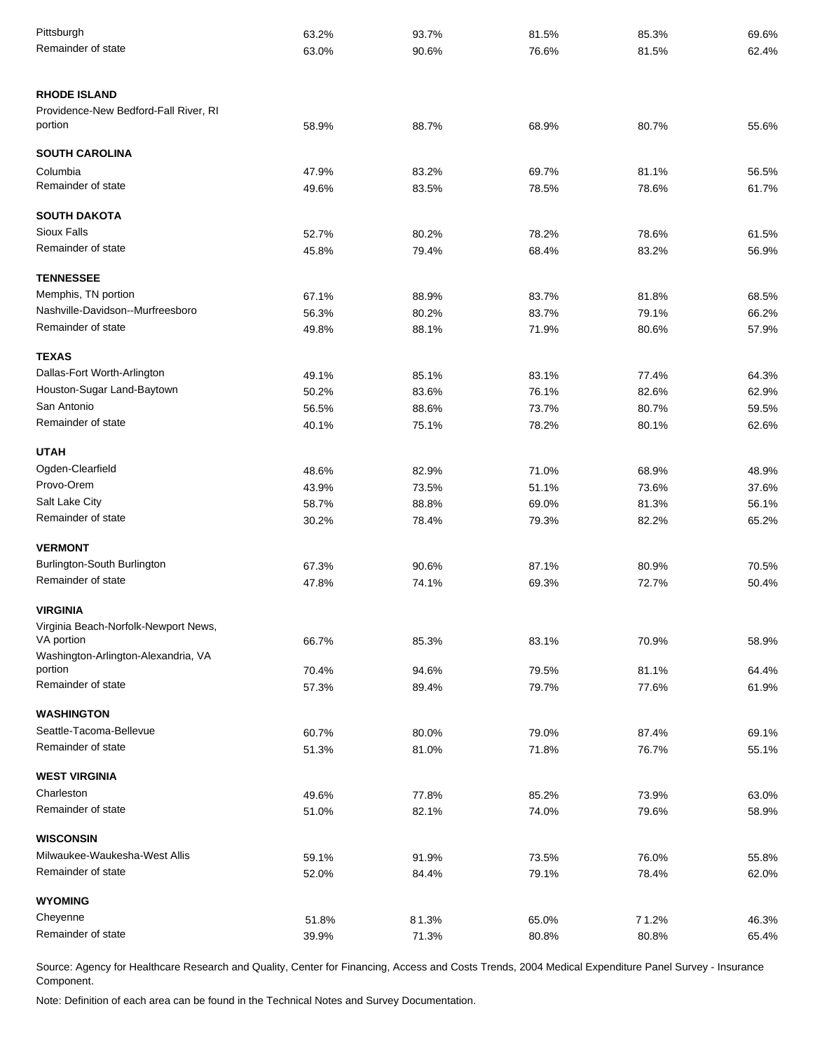| | | | | | |
|---|---|---|---|---|---|
| Pittsburgh | 63.2% | 93.7% | 81.5% | 85.3% | 69.6% |
| Remainder of state | 63.0% | 90.6% | 76.6% | 81.5% | 62.4% |
| **RHODE ISLAND** | | | | | |
| Providence-New Bedford-Fall River, RI portion | 58.9% | 88.7% | 68.9% | 80.7% | 55.6% |
| **SOUTH CAROLINA** | | | | | |
| Columbia | 47.9% | 83.2% | 69.7% | 81.1% | 56.5% |
| Remainder of state | 49.6% | 83.5% | 78.5% | 78.6% | 61.7% |
| **SOUTH DAKOTA** | | | | | |
| Sioux Falls | 52.7% | 80.2% | 78.2% | 78.6% | 61.5% |
| Remainder of state | 45.8% | 79.4% | 68.4% | 83.2% | 56.9% |
| **TENNESSEE** | | | | | |
| Memphis, TN portion | 67.1% | 88.9% | 83.7% | 81.8% | 68.5% |
| Nashville-Davidson--Murfreesboro | 56.3% | 80.2% | 83.7% | 79.1% | 66.2% |
| Remainder of state | 49.8% | 88.1% | 71.9% | 80.6% | 57.9% |
| **TEXAS** | | | | | |
| Dallas-Fort Worth-Arlington | 49.1% | 85.1% | 83.1% | 77.4% | 64.3% |
| Houston-Sugar Land-Baytown | 50.2% | 83.6% | 76.1% | 82.6% | 62.9% |
| San Antonio | 56.5% | 88.6% | 73.7% | 80.7% | 59.5% |
| Remainder of state | 40.1% | 75.1% | 78.2% | 80.1% | 62.6% |
| **UTAH** | | | | | |
| Ogden-Clearfield | 48.6% | 82.9% | 71.0% | 68.9% | 48.9% |
| Provo-Orem | 43.9% | 73.5% | 51.1% | 73.6% | 37.6% |
| Salt Lake City | 58.7% | 88.8% | 69.0% | 81.3% | 56.1% |
| Remainder of state | 30.2% | 78.4% | 79.3% | 82.2% | 65.2% |
| **VERMONT** | | | | | |
| Burlington-South Burlington | 67.3% | 90.6% | 87.1% | 80.9% | 70.5% |
| Remainder of state | 47.8% | 74.1% | 69.3% | 72.7% | 50.4% |
| **VIRGINIA** | | | | | |
| Virginia Beach-Norfolk-Newport News, VA portion | 66.7% | 85.3% | 83.1% | 70.9% | 58.9% |
| Washington-Arlington-Alexandria, VA portion | 70.4% | 94.6% | 79.5% | 81.1% | 64.4% |
| Remainder of state | 57.3% | 89.4% | 79.7% | 77.6% | 61.9% |
| **WASHINGTON** | | | | | |
| Seattle-Tacoma-Bellevue | 60.7% | 80.0% | 79.0% | 87.4% | 69.1% |
| Remainder of state | 51.3% | 81.0% | 71.8% | 76.7% | 55.1% |
| **WEST VIRGINIA** | | | | | |
| Charleston | 49.6% | 77.8% | 85.2% | 73.9% | 63.0% |
| Remainder of state | 51.0% | 82.1% | 74.0% | 79.6% | 58.9% |
| **WISCONSIN** | | | | | |
| Milwaukee-Waukesha-West Allis | 59.1% | 91.9% | 73.5% | 76.0% | 55.8% |
| Remainder of state | 52.0% | 84.4% | 79.1% | 78.4% | 62.0% |
| **WYOMING** | | | | | |
| Cheyenne | 51.8% | 81.3% | 65.0% | 71.2% | 46.3% |
| Remainder of state | 39.9% | 71.3% | 80.8% | 80.8% | 65.4% |

Source: Agency for Healthcare Research and Quality, Center for Financing, Access and Costs Trends, 2004 Medical Expenditure Panel Survey - Insurance Component.

Note: Definition of each area can be found in the Technical Notes and Survey Documentation.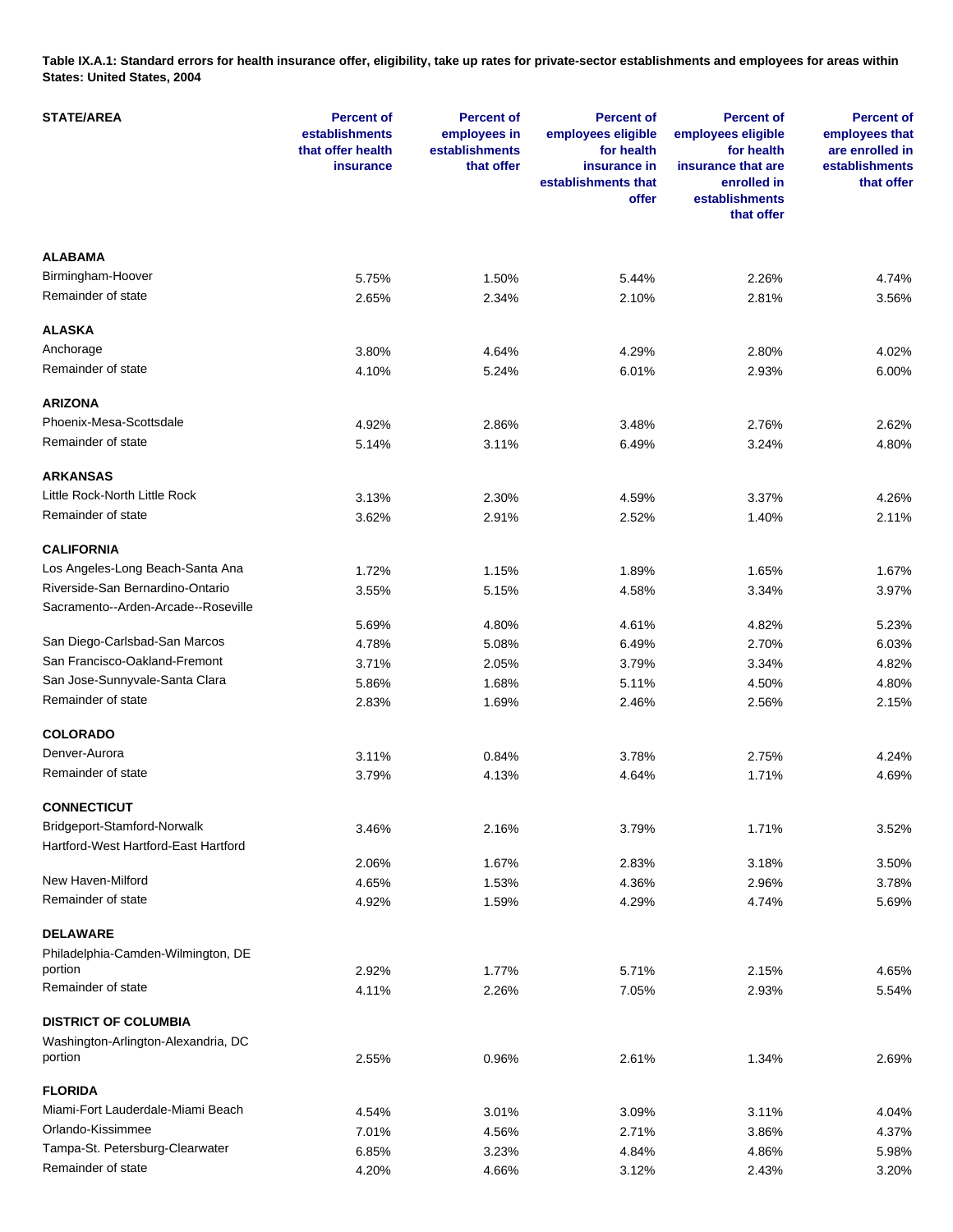**Table IX.A.1: Standard errors for health insurance offer, eligibility, take up rates for private-sector establishments and employees for areas within States: United States, 2004**

| STATE/AREA | Percent of establishments that offer health insurance | Percent of employees in establishments that offer | Percent of employees eligible for health insurance in establishments that offer | Percent of employees eligible for health insurance that are enrolled in establishments that offer | Percent of employees that are enrolled in establishments that offer |
|---|---|---|---|---|---|
| **ALABAMA** | | | | | |
| Birmingham-Hoover | 5.75% | 1.50% | 5.44% | 2.26% | 4.74% |
| Remainder of state | 2.65% | 2.34% | 2.10% | 2.81% | 3.56% |
| **ALASKA** | | | | | |
| Anchorage | 3.80% | 4.64% | 4.29% | 2.80% | 4.02% |
| Remainder of state | 4.10% | 5.24% | 6.01% | 2.93% | 6.00% |
| **ARIZONA** | | | | | |
| Phoenix-Mesa-Scottsdale | 4.92% | 2.86% | 3.48% | 2.76% | 2.62% |
| Remainder of state | 5.14% | 3.11% | 6.49% | 3.24% | 4.80% |
| **ARKANSAS** | | | | | |
| Little Rock-North Little Rock | 3.13% | 2.30% | 4.59% | 3.37% | 4.26% |
| Remainder of state | 3.62% | 2.91% | 2.52% | 1.40% | 2.11% |
| **CALIFORNIA** | | | | | |
| Los Angeles-Long Beach-Santa Ana | 1.72% | 1.15% | 1.89% | 1.65% | 1.67% |
| Riverside-San Bernardino-Ontario | 3.55% | 5.15% | 4.58% | 3.34% | 3.97% |
| Sacramento--Arden-Arcade--Roseville | 5.69% | 4.80% | 4.61% | 4.82% | 5.23% |
| San Diego-Carlsbad-San Marcos | 4.78% | 5.08% | 6.49% | 2.70% | 6.03% |
| San Francisco-Oakland-Fremont | 3.71% | 2.05% | 3.79% | 3.34% | 4.82% |
| San Jose-Sunnyvale-Santa Clara | 5.86% | 1.68% | 5.11% | 4.50% | 4.80% |
| Remainder of state | 2.83% | 1.69% | 2.46% | 2.56% | 2.15% |
| **COLORADO** | | | | | |
| Denver-Aurora | 3.11% | 0.84% | 3.78% | 2.75% | 4.24% |
| Remainder of state | 3.79% | 4.13% | 4.64% | 1.71% | 4.69% |
| **CONNECTICUT** | | | | | |
| Bridgeport-Stamford-Norwalk | 3.46% | 2.16% | 3.79% | 1.71% | 3.52% |
| Hartford-West Hartford-East Hartford | 2.06% | 1.67% | 2.83% | 3.18% | 3.50% |
| New Haven-Milford | 4.65% | 1.53% | 4.36% | 2.96% | 3.78% |
| Remainder of state | 4.92% | 1.59% | 4.29% | 4.74% | 5.69% |
| **DELAWARE** | | | | | |
| Philadelphia-Camden-Wilmington, DE portion | 2.92% | 1.77% | 5.71% | 2.15% | 4.65% |
| Remainder of state | 4.11% | 2.26% | 7.05% | 2.93% | 5.54% |
| **DISTRICT OF COLUMBIA** | | | | | |
| Washington-Arlington-Alexandria, DC portion | 2.55% | 0.96% | 2.61% | 1.34% | 2.69% |
| **FLORIDA** | | | | | |
| Miami-Fort Lauderdale-Miami Beach | 4.54% | 3.01% | 3.09% | 3.11% | 4.04% |
| Orlando-Kissimmee | 7.01% | 4.56% | 2.71% | 3.86% | 4.37% |
| Tampa-St. Petersburg-Clearwater | 6.85% | 3.23% | 4.84% | 4.86% | 5.98% |
| Remainder of state | 4.20% | 4.66% | 3.12% | 2.43% | 3.20% |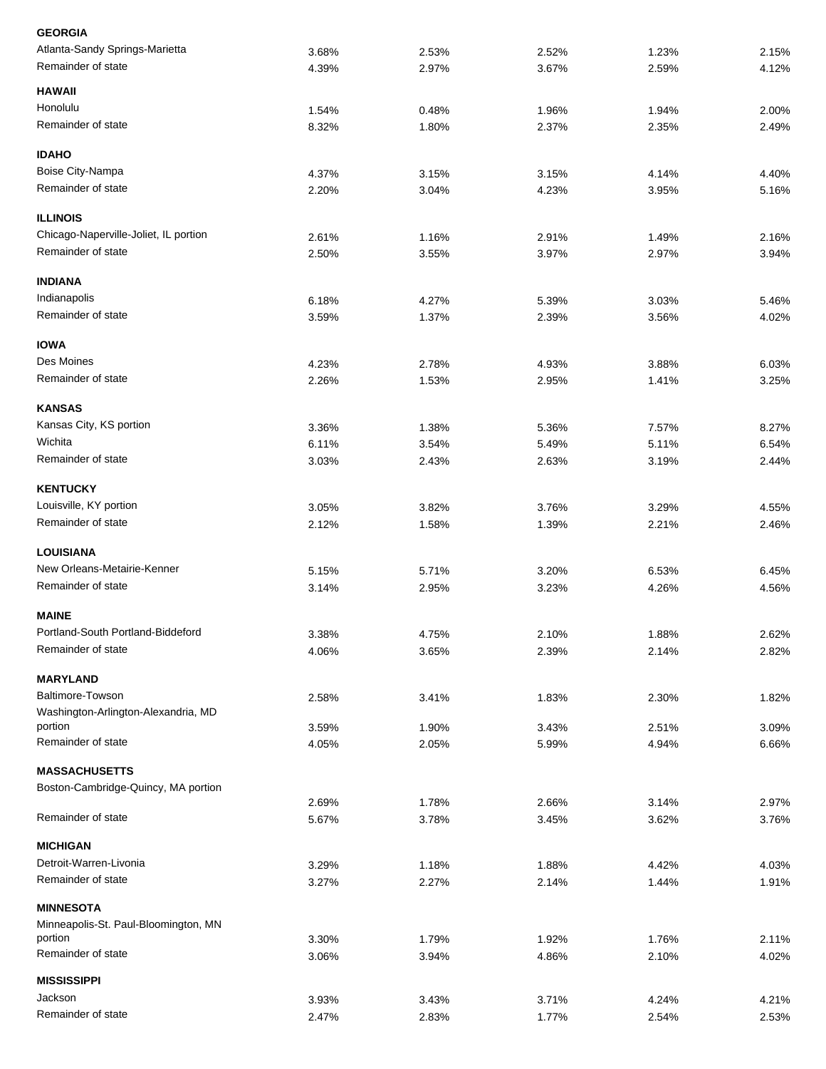| | | | | | |
|---|---|---|---|---|---|
| **GEORGIA** | | | | | |
| Atlanta-Sandy Springs-Marietta | 3.68% | 2.53% | 2.52% | 1.23% | 2.15% |
| Remainder of state | 4.39% | 2.97% | 3.67% | 2.59% | 4.12% |
| **HAWAII** | | | | | |
| Honolulu | 1.54% | 0.48% | 1.96% | 1.94% | 2.00% |
| Remainder of state | 8.32% | 1.80% | 2.37% | 2.35% | 2.49% |
| **IDAHO** | | | | | |
| Boise City-Nampa | 4.37% | 3.15% | 3.15% | 4.14% | 4.40% |
| Remainder of state | 2.20% | 3.04% | 4.23% | 3.95% | 5.16% |
| **ILLINOIS** | | | | | |
| Chicago-Naperville-Joliet, IL portion | 2.61% | 1.16% | 2.91% | 1.49% | 2.16% |
| Remainder of state | 2.50% | 3.55% | 3.97% | 2.97% | 3.94% |
| **INDIANA** | | | | | |
| Indianapolis | 6.18% | 4.27% | 5.39% | 3.03% | 5.46% |
| Remainder of state | 3.59% | 1.37% | 2.39% | 3.56% | 4.02% |
| **IOWA** | | | | | |
| Des Moines | 4.23% | 2.78% | 4.93% | 3.88% | 6.03% |
| Remainder of state | 2.26% | 1.53% | 2.95% | 1.41% | 3.25% |
| **KANSAS** | | | | | |
| Kansas City, KS portion | 3.36% | 1.38% | 5.36% | 7.57% | 8.27% |
| Wichita | 6.11% | 3.54% | 5.49% | 5.11% | 6.54% |
| Remainder of state | 3.03% | 2.43% | 2.63% | 3.19% | 2.44% |
| **KENTUCKY** | | | | | |
| Louisville, KY portion | 3.05% | 3.82% | 3.76% | 3.29% | 4.55% |
| Remainder of state | 2.12% | 1.58% | 1.39% | 2.21% | 2.46% |
| **LOUISIANA** | | | | | |
| New Orleans-Metairie-Kenner | 5.15% | 5.71% | 3.20% | 6.53% | 6.45% |
| Remainder of state | 3.14% | 2.95% | 3.23% | 4.26% | 4.56% |
| **MAINE** | | | | | |
| Portland-South Portland-Biddeford | 3.38% | 4.75% | 2.10% | 1.88% | 2.62% |
| Remainder of state | 4.06% | 3.65% | 2.39% | 2.14% | 2.82% |
| **MARYLAND** | | | | | |
| Baltimore-Towson | 2.58% | 3.41% | 1.83% | 2.30% | 1.82% |
| Washington-Arlington-Alexandria, MD portion | 3.59% | 1.90% | 3.43% | 2.51% | 3.09% |
| Remainder of state | 4.05% | 2.05% | 5.99% | 4.94% | 6.66% |
| **MASSACHUSETTS** | | | | | |
| Boston-Cambridge-Quincy, MA portion | 2.69% | 1.78% | 2.66% | 3.14% | 2.97% |
| Remainder of state | 5.67% | 3.78% | 3.45% | 3.62% | 3.76% |
| **MICHIGAN** | | | | | |
| Detroit-Warren-Livonia | 3.29% | 1.18% | 1.88% | 4.42% | 4.03% |
| Remainder of state | 3.27% | 2.27% | 2.14% | 1.44% | 1.91% |
| **MINNESOTA** | | | | | |
| Minneapolis-St. Paul-Bloomington, MN portion | 3.30% | 1.79% | 1.92% | 1.76% | 2.11% |
| Remainder of state | 3.06% | 3.94% | 4.86% | 2.10% | 4.02% |
| **MISSISSIPPI** | | | | | |
| Jackson | 3.93% | 3.43% | 3.71% | 4.24% | 4.21% |
| Remainder of state | 2.47% | 2.83% | 1.77% | 2.54% | 2.53% |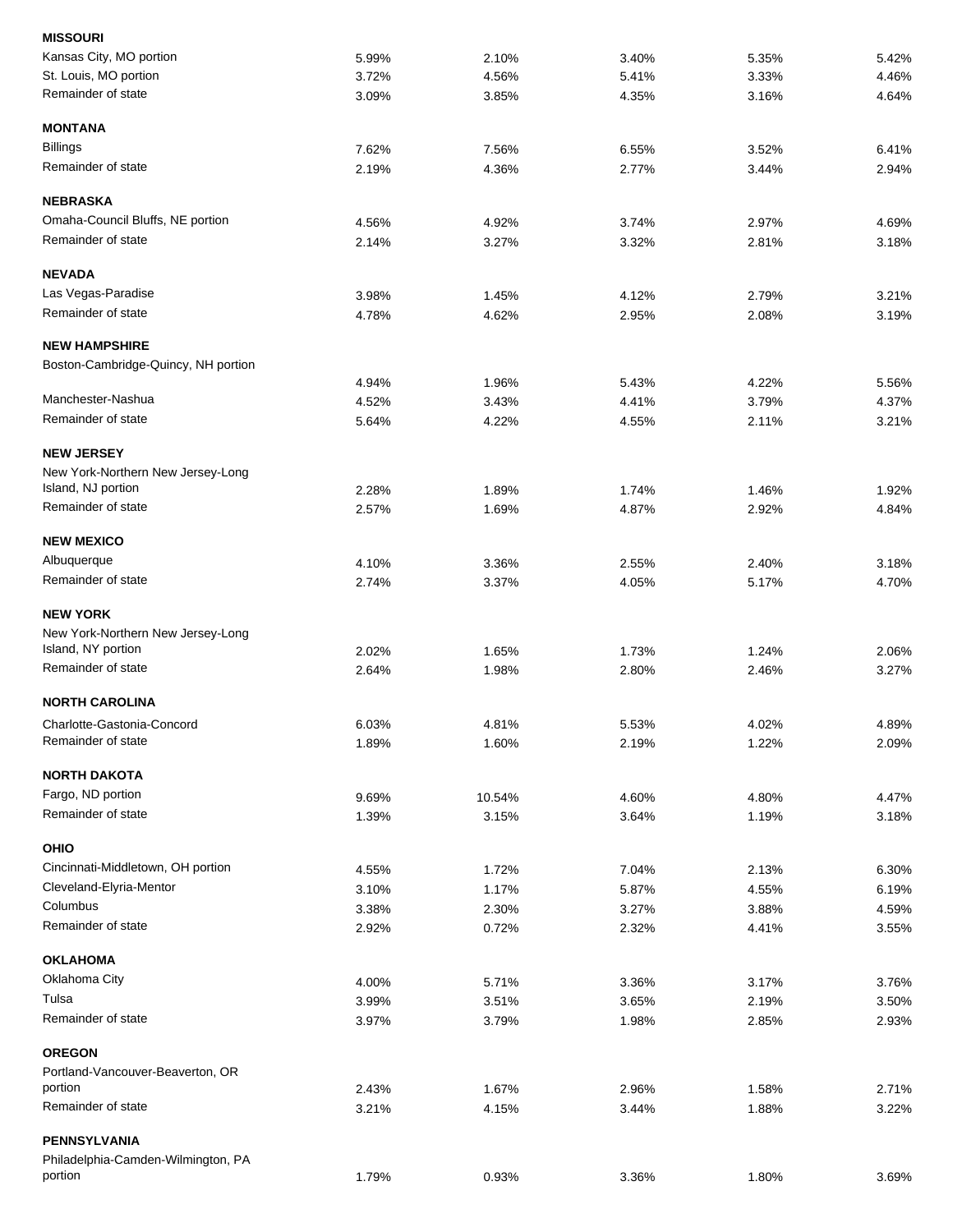| | | | | | |
|---|---|---|---|---|---|
| **MISSOURI** | | | | | |
| Kansas City, MO portion | 5.99% | 2.10% | 3.40% | 5.35% | 5.42% |
| St. Louis, MO portion | 3.72% | 4.56% | 5.41% | 3.33% | 4.46% |
| Remainder of state | 3.09% | 3.85% | 4.35% | 3.16% | 4.64% |
| **MONTANA** | | | | | |
| Billings | 7.62% | 7.56% | 6.55% | 3.52% | 6.41% |
| Remainder of state | 2.19% | 4.36% | 2.77% | 3.44% | 2.94% |
| **NEBRASKA** | | | | | |
| Omaha-Council Bluffs, NE portion | 4.56% | 4.92% | 3.74% | 2.97% | 4.69% |
| Remainder of state | 2.14% | 3.27% | 3.32% | 2.81% | 3.18% |
| **NEVADA** | | | | | |
| Las Vegas-Paradise | 3.98% | 1.45% | 4.12% | 2.79% | 3.21% |
| Remainder of state | 4.78% | 4.62% | 2.95% | 2.08% | 3.19% |
| **NEW HAMPSHIRE** | | | | | |
| Boston-Cambridge-Quincy, NH portion | 4.94% | 1.96% | 5.43% | 4.22% | 5.56% |
| Manchester-Nashua | 4.52% | 3.43% | 4.41% | 3.79% | 4.37% |
| Remainder of state | 5.64% | 4.22% | 4.55% | 2.11% | 3.21% |
| **NEW JERSEY** | | | | | |
| New York-Northern New Jersey-Long Island, NJ portion | 2.28% | 1.89% | 1.74% | 1.46% | 1.92% |
| Remainder of state | 2.57% | 1.69% | 4.87% | 2.92% | 4.84% |
| **NEW MEXICO** | | | | | |
| Albuquerque | 4.10% | 3.36% | 2.55% | 2.40% | 3.18% |
| Remainder of state | 2.74% | 3.37% | 4.05% | 5.17% | 4.70% |
| **NEW YORK** | | | | | |
| New York-Northern New Jersey-Long Island, NY portion | 2.02% | 1.65% | 1.73% | 1.24% | 2.06% |
| Remainder of state | 2.64% | 1.98% | 2.80% | 2.46% | 3.27% |
| **NORTH CAROLINA** | | | | | |
| Charlotte-Gastonia-Concord | 6.03% | 4.81% | 5.53% | 4.02% | 4.89% |
| Remainder of state | 1.89% | 1.60% | 2.19% | 1.22% | 2.09% |
| **NORTH DAKOTA** | | | | | |
| Fargo, ND portion | 9.69% | 10.54% | 4.60% | 4.80% | 4.47% |
| Remainder of state | 1.39% | 3.15% | 3.64% | 1.19% | 3.18% |
| **OHIO** | | | | | |
| Cincinnati-Middletown, OH portion | 4.55% | 1.72% | 7.04% | 2.13% | 6.30% |
| Cleveland-Elyria-Mentor | 3.10% | 1.17% | 5.87% | 4.55% | 6.19% |
| Columbus | 3.38% | 2.30% | 3.27% | 3.88% | 4.59% |
| Remainder of state | 2.92% | 0.72% | 2.32% | 4.41% | 3.55% |
| **OKLAHOMA** | | | | | |
| Oklahoma City | 4.00% | 5.71% | 3.36% | 3.17% | 3.76% |
| Tulsa | 3.99% | 3.51% | 3.65% | 2.19% | 3.50% |
| Remainder of state | 3.97% | 3.79% | 1.98% | 2.85% | 2.93% |
| **OREGON** | | | | | |
| Portland-Vancouver-Beaverton, OR portion | 2.43% | 1.67% | 2.96% | 1.58% | 2.71% |
| Remainder of state | 3.21% | 4.15% | 3.44% | 1.88% | 3.22% |
| **PENNSYLVANIA** | | | | | |
| Philadelphia-Camden-Wilmington, PA portion | 1.79% | 0.93% | 3.36% | 1.80% | 3.69% |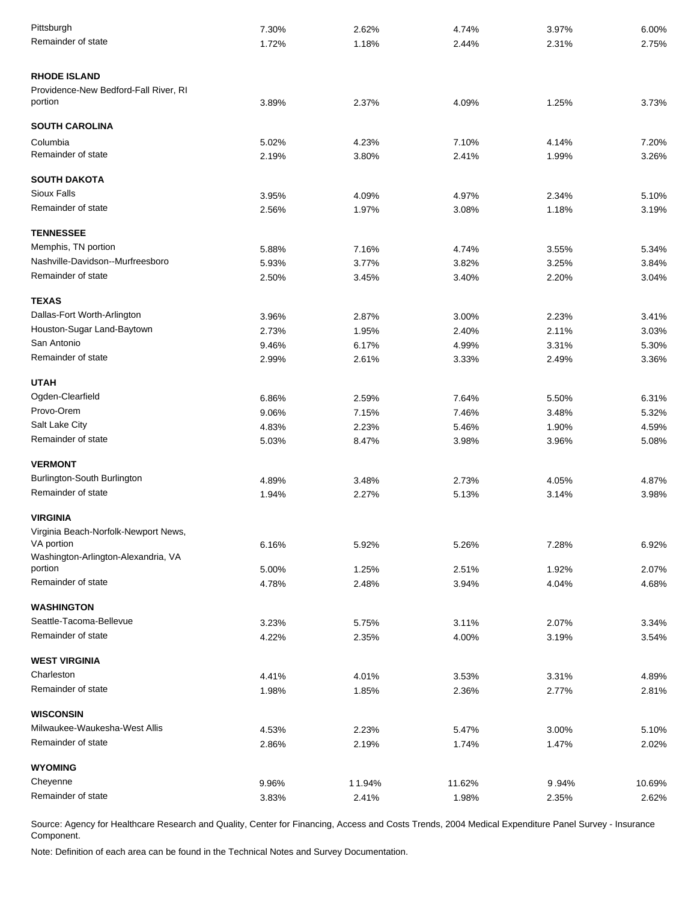| | | | | | |
|---|---|---|---|---|---|
| Pittsburgh | 7.30% | 2.62% | 4.74% | 3.97% | 6.00% |
| Remainder of state | 1.72% | 1.18% | 2.44% | 2.31% | 2.75% |
| **RHODE ISLAND** | | | | | |
| Providence-New Bedford-Fall River, RI portion | 3.89% | 2.37% | 4.09% | 1.25% | 3.73% |
| **SOUTH CAROLINA** | | | | | |
| Columbia | 5.02% | 4.23% | 7.10% | 4.14% | 7.20% |
| Remainder of state | 2.19% | 3.80% | 2.41% | 1.99% | 3.26% |
| **SOUTH DAKOTA** | | | | | |
| Sioux Falls | 3.95% | 4.09% | 4.97% | 2.34% | 5.10% |
| Remainder of state | 2.56% | 1.97% | 3.08% | 1.18% | 3.19% |
| **TENNESSEE** | | | | | |
| Memphis, TN portion | 5.88% | 7.16% | 4.74% | 3.55% | 5.34% |
| Nashville-Davidson--Murfreesboro | 5.93% | 3.77% | 3.82% | 3.25% | 3.84% |
| Remainder of state | 2.50% | 3.45% | 3.40% | 2.20% | 3.04% |
| **TEXAS** | | | | | |
| Dallas-Fort Worth-Arlington | 3.96% | 2.87% | 3.00% | 2.23% | 3.41% |
| Houston-Sugar Land-Baytown | 2.73% | 1.95% | 2.40% | 2.11% | 3.03% |
| San Antonio | 9.46% | 6.17% | 4.99% | 3.31% | 5.30% |
| Remainder of state | 2.99% | 2.61% | 3.33% | 2.49% | 3.36% |
| **UTAH** | | | | | |
| Ogden-Clearfield | 6.86% | 2.59% | 7.64% | 5.50% | 6.31% |
| Provo-Orem | 9.06% | 7.15% | 7.46% | 3.48% | 5.32% |
| Salt Lake City | 4.83% | 2.23% | 5.46% | 1.90% | 4.59% |
| Remainder of state | 5.03% | 8.47% | 3.98% | 3.96% | 5.08% |
| **VERMONT** | | | | | |
| Burlington-South Burlington | 4.89% | 3.48% | 2.73% | 4.05% | 4.87% |
| Remainder of state | 1.94% | 2.27% | 5.13% | 3.14% | 3.98% |
| **VIRGINIA** | | | | | |
| Virginia Beach-Norfolk-Newport News, VA portion | 6.16% | 5.92% | 5.26% | 7.28% | 6.92% |
| Washington-Arlington-Alexandria, VA portion | 5.00% | 1.25% | 2.51% | 1.92% | 2.07% |
| Remainder of state | 4.78% | 2.48% | 3.94% | 4.04% | 4.68% |
| **WASHINGTON** | | | | | |
| Seattle-Tacoma-Bellevue | 3.23% | 5.75% | 3.11% | 2.07% | 3.34% |
| Remainder of state | 4.22% | 2.35% | 4.00% | 3.19% | 3.54% |
| **WEST VIRGINIA** | | | | | |
| Charleston | 4.41% | 4.01% | 3.53% | 3.31% | 4.89% |
| Remainder of state | 1.98% | 1.85% | 2.36% | 2.77% | 2.81% |
| **WISCONSIN** | | | | | |
| Milwaukee-Waukesha-West Allis | 4.53% | 2.23% | 5.47% | 3.00% | 5.10% |
| Remainder of state | 2.86% | 2.19% | 1.74% | 1.47% | 2.02% |
| **WYOMING** | | | | | |
| Cheyenne | 9.96% | 11.94% | 11.62% | 9.94% | 10.69% |
| Remainder of state | 3.83% | 2.41% | 1.98% | 2.35% | 2.62% |

Source: Agency for Healthcare Research and Quality, Center for Financing, Access and Costs Trends, 2004 Medical Expenditure Panel Survey - Insurance Component.

Note: Definition of each area can be found in the Technical Notes and Survey Documentation.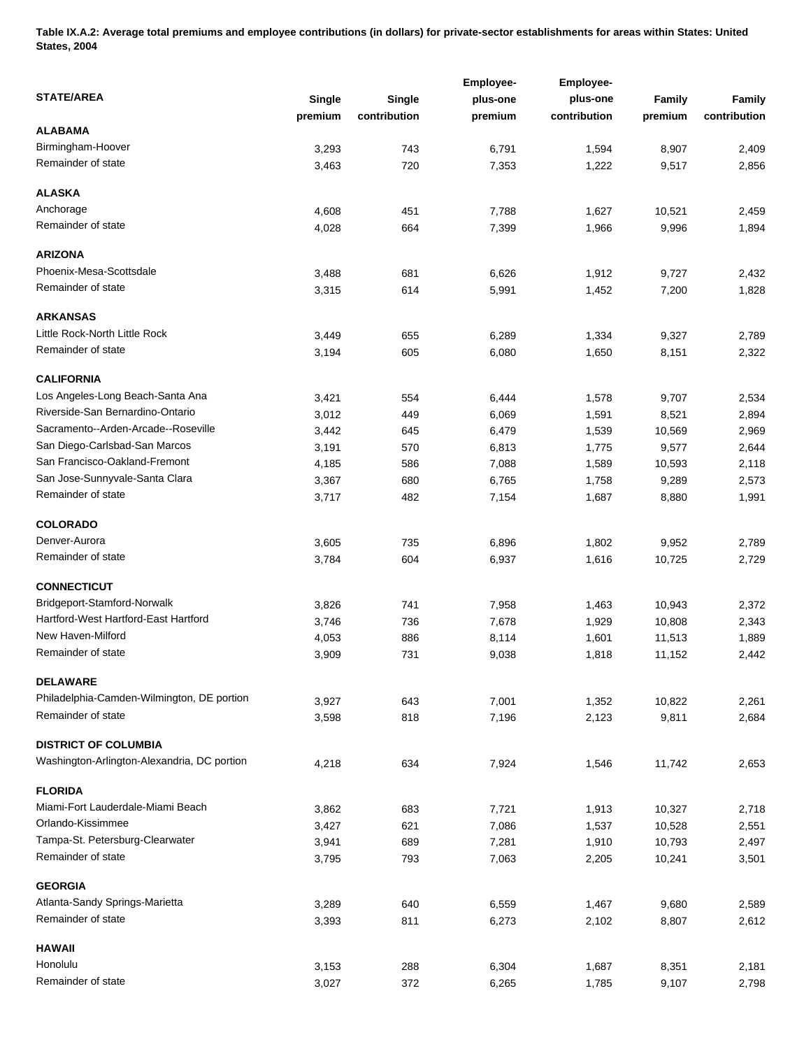**Table IX.A.2: Average total premiums and employee contributions (in dollars) for private-sector establishments for areas within States: United States, 2004**

| STATE/AREA | Single premium | Single contribution | Employee-plus-one premium | Employee-plus-one contribution | Family premium | Family contribution |
|---|---|---|---|---|---|---|
| **ALABAMA** | | | | | | |
| Birmingham-Hoover | 3,293 | 743 | 6,791 | 1,594 | 8,907 | 2,409 |
| Remainder of state | 3,463 | 720 | 7,353 | 1,222 | 9,517 | 2,856 |
| **ALASKA** | | | | | | |
| Anchorage | 4,608 | 451 | 7,788 | 1,627 | 10,521 | 2,459 |
| Remainder of state | 4,028 | 664 | 7,399 | 1,966 | 9,996 | 1,894 |
| **ARIZONA** | | | | | | |
| Phoenix-Mesa-Scottsdale | 3,488 | 681 | 6,626 | 1,912 | 9,727 | 2,432 |
| Remainder of state | 3,315 | 614 | 5,991 | 1,452 | 7,200 | 1,828 |
| **ARKANSAS** | | | | | | |
| Little Rock-North Little Rock | 3,449 | 655 | 6,289 | 1,334 | 9,327 | 2,789 |
| Remainder of state | 3,194 | 605 | 6,080 | 1,650 | 8,151 | 2,322 |
| **CALIFORNIA** | | | | | | |
| Los Angeles-Long Beach-Santa Ana | 3,421 | 554 | 6,444 | 1,578 | 9,707 | 2,534 |
| Riverside-San Bernardino-Ontario | 3,012 | 449 | 6,069 | 1,591 | 8,521 | 2,894 |
| Sacramento--Arden-Arcade--Roseville | 3,442 | 645 | 6,479 | 1,539 | 10,569 | 2,969 |
| San Diego-Carlsbad-San Marcos | 3,191 | 570 | 6,813 | 1,775 | 9,577 | 2,644 |
| San Francisco-Oakland-Fremont | 4,185 | 586 | 7,088 | 1,589 | 10,593 | 2,118 |
| San Jose-Sunnyvale-Santa Clara | 3,367 | 680 | 6,765 | 1,758 | 9,289 | 2,573 |
| Remainder of state | 3,717 | 482 | 7,154 | 1,687 | 8,880 | 1,991 |
| **COLORADO** | | | | | | |
| Denver-Aurora | 3,605 | 735 | 6,896 | 1,802 | 9,952 | 2,789 |
| Remainder of state | 3,784 | 604 | 6,937 | 1,616 | 10,725 | 2,729 |
| **CONNECTICUT** | | | | | | |
| Bridgeport-Stamford-Norwalk | 3,826 | 741 | 7,958 | 1,463 | 10,943 | 2,372 |
| Hartford-West Hartford-East Hartford | 3,746 | 736 | 7,678 | 1,929 | 10,808 | 2,343 |
| New Haven-Milford | 4,053 | 886 | 8,114 | 1,601 | 11,513 | 1,889 |
| Remainder of state | 3,909 | 731 | 9,038 | 1,818 | 11,152 | 2,442 |
| **DELAWARE** | | | | | | |
| Philadelphia-Camden-Wilmington, DE portion | 3,927 | 643 | 7,001 | 1,352 | 10,822 | 2,261 |
| Remainder of state | 3,598 | 818 | 7,196 | 2,123 | 9,811 | 2,684 |
| **DISTRICT OF COLUMBIA** | | | | | | |
| Washington-Arlington-Alexandria, DC portion | 4,218 | 634 | 7,924 | 1,546 | 11,742 | 2,653 |
| **FLORIDA** | | | | | | |
| Miami-Fort Lauderdale-Miami Beach | 3,862 | 683 | 7,721 | 1,913 | 10,327 | 2,718 |
| Orlando-Kissimmee | 3,427 | 621 | 7,086 | 1,537 | 10,528 | 2,551 |
| Tampa-St. Petersburg-Clearwater | 3,941 | 689 | 7,281 | 1,910 | 10,793 | 2,497 |
| Remainder of state | 3,795 | 793 | 7,063 | 2,205 | 10,241 | 3,501 |
| **GEORGIA** | | | | | | |
| Atlanta-Sandy Springs-Marietta | 3,289 | 640 | 6,559 | 1,467 | 9,680 | 2,589 |
| Remainder of state | 3,393 | 811 | 6,273 | 2,102 | 8,807 | 2,612 |
| **HAWAII** | | | | | | |
| Honolulu | 3,153 | 288 | 6,304 | 1,687 | 8,351 | 2,181 |
| Remainder of state | 3,027 | 372 | 6,265 | 1,785 | 9,107 | 2,798 |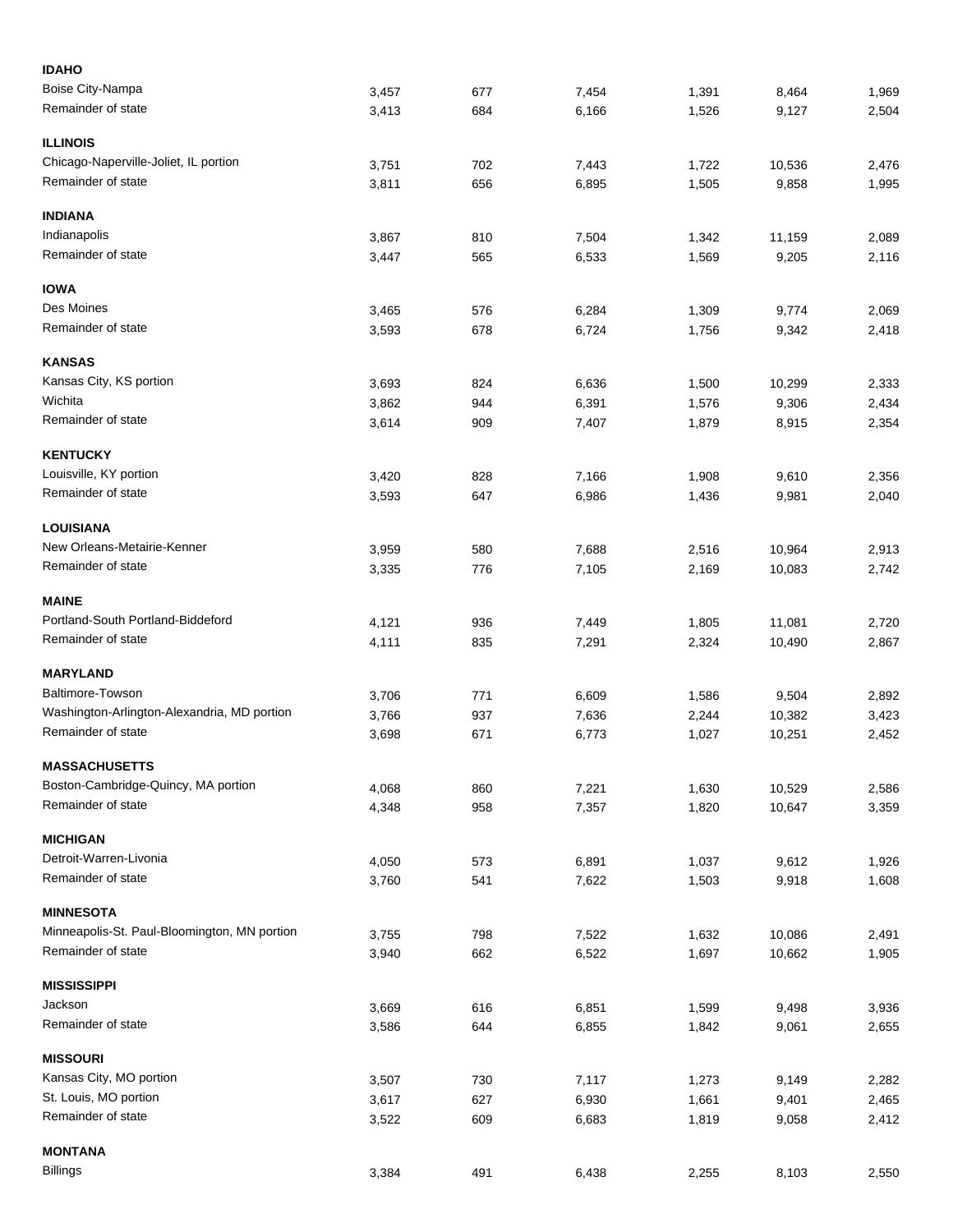| | | | | | | |
|---|---|---|---|---|---|---|
| **IDAHO** | | | | | | |
| Boise City-Nampa | 3,457 | 677 | 7,454 | 1,391 | 8,464 | 1,969 |
| Remainder of state | 3,413 | 684 | 6,166 | 1,526 | 9,127 | 2,504 |
| **ILLINOIS** | | | | | | |
| Chicago-Naperville-Joliet, IL portion | 3,751 | 702 | 7,443 | 1,722 | 10,536 | 2,476 |
| Remainder of state | 3,811 | 656 | 6,895 | 1,505 | 9,858 | 1,995 |
| **INDIANA** | | | | | | |
| Indianapolis | 3,867 | 810 | 7,504 | 1,342 | 11,159 | 2,089 |
| Remainder of state | 3,447 | 565 | 6,533 | 1,569 | 9,205 | 2,116 |
| **IOWA** | | | | | | |
| Des Moines | 3,465 | 576 | 6,284 | 1,309 | 9,774 | 2,069 |
| Remainder of state | 3,593 | 678 | 6,724 | 1,756 | 9,342 | 2,418 |
| **KANSAS** | | | | | | |
| Kansas City, KS portion | 3,693 | 824 | 6,636 | 1,500 | 10,299 | 2,333 |
| Wichita | 3,862 | 944 | 6,391 | 1,576 | 9,306 | 2,434 |
| Remainder of state | 3,614 | 909 | 7,407 | 1,879 | 8,915 | 2,354 |
| **KENTUCKY** | | | | | | |
| Louisville, KY portion | 3,420 | 828 | 7,166 | 1,908 | 9,610 | 2,356 |
| Remainder of state | 3,593 | 647 | 6,986 | 1,436 | 9,981 | 2,040 |
| **LOUISIANA** | | | | | | |
| New Orleans-Metairie-Kenner | 3,959 | 580 | 7,688 | 2,516 | 10,964 | 2,913 |
| Remainder of state | 3,335 | 776 | 7,105 | 2,169 | 10,083 | 2,742 |
| **MAINE** | | | | | | |
| Portland-South Portland-Biddeford | 4,121 | 936 | 7,449 | 1,805 | 11,081 | 2,720 |
| Remainder of state | 4,111 | 835 | 7,291 | 2,324 | 10,490 | 2,867 |
| **MARYLAND** | | | | | | |
| Baltimore-Towson | 3,706 | 771 | 6,609 | 1,586 | 9,504 | 2,892 |
| Washington-Arlington-Alexandria, MD portion | 3,766 | 937 | 7,636 | 2,244 | 10,382 | 3,423 |
| Remainder of state | 3,698 | 671 | 6,773 | 1,027 | 10,251 | 2,452 |
| **MASSACHUSETTS** | | | | | | |
| Boston-Cambridge-Quincy, MA portion | 4,068 | 860 | 7,221 | 1,630 | 10,529 | 2,586 |
| Remainder of state | 4,348 | 958 | 7,357 | 1,820 | 10,647 | 3,359 |
| **MICHIGAN** | | | | | | |
| Detroit-Warren-Livonia | 4,050 | 573 | 6,891 | 1,037 | 9,612 | 1,926 |
| Remainder of state | 3,760 | 541 | 7,622 | 1,503 | 9,918 | 1,608 |
| **MINNESOTA** | | | | | | |
| Minneapolis-St. Paul-Bloomington, MN portion | 3,755 | 798 | 7,522 | 1,632 | 10,086 | 2,491 |
| Remainder of state | 3,940 | 662 | 6,522 | 1,697 | 10,662 | 1,905 |
| **MISSISSIPPI** | | | | | | |
| Jackson | 3,669 | 616 | 6,851 | 1,599 | 9,498 | 3,936 |
| Remainder of state | 3,586 | 644 | 6,855 | 1,842 | 9,061 | 2,655 |
| **MISSOURI** | | | | | | |
| Kansas City, MO portion | 3,507 | 730 | 7,117 | 1,273 | 9,149 | 2,282 |
| St. Louis, MO portion | 3,617 | 627 | 6,930 | 1,661 | 9,401 | 2,465 |
| Remainder of state | 3,522 | 609 | 6,683 | 1,819 | 9,058 | 2,412 |
| **MONTANA** | | | | | | |
| Billings | 3,384 | 491 | 6,438 | 2,255 | 8,103 | 2,550 |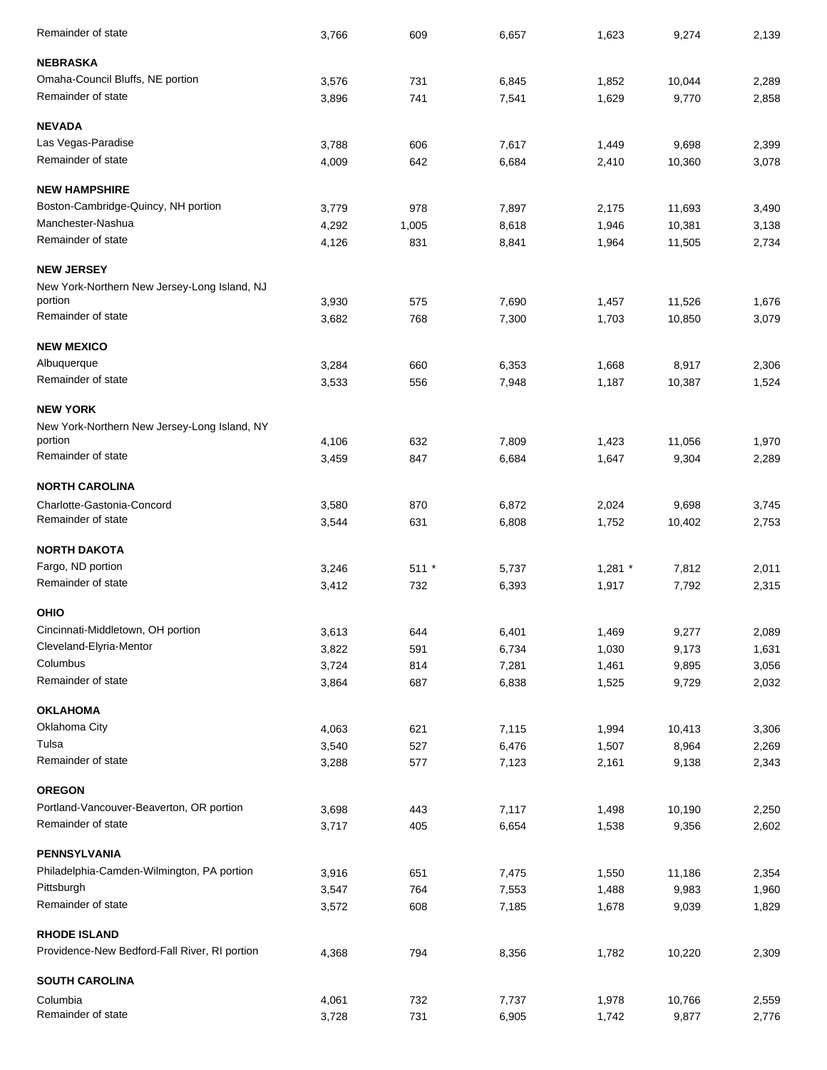| | | | | | | |
|---|---|---|---|---|---|---|
| Remainder of state | 3,766 | 609 | 6,657 | 1,623 | 9,274 | 2,139 |
| **NEBRASKA** | | | | | | |
| Omaha-Council Bluffs, NE portion | 3,576 | 731 | 6,845 | 1,852 | 10,044 | 2,289 |
| Remainder of state | 3,896 | 741 | 7,541 | 1,629 | 9,770 | 2,858 |
| **NEVADA** | | | | | | |
| Las Vegas-Paradise | 3,788 | 606 | 7,617 | 1,449 | 9,698 | 2,399 |
| Remainder of state | 4,009 | 642 | 6,684 | 2,410 | 10,360 | 3,078 |
| **NEW HAMPSHIRE** | | | | | | |
| Boston-Cambridge-Quincy, NH portion | 3,779 | 978 | 7,897 | 2,175 | 11,693 | 3,490 |
| Manchester-Nashua | 4,292 | 1,005 | 8,618 | 1,946 | 10,381 | 3,138 |
| Remainder of state | 4,126 | 831 | 8,841 | 1,964 | 11,505 | 2,734 |
| **NEW JERSEY** | | | | | | |
| New York-Northern New Jersey-Long Island, NJ portion | 3,930 | 575 | 7,690 | 1,457 | 11,526 | 1,676 |
| Remainder of state | 3,682 | 768 | 7,300 | 1,703 | 10,850 | 3,079 |
| **NEW MEXICO** | | | | | | |
| Albuquerque | 3,284 | 660 | 6,353 | 1,668 | 8,917 | 2,306 |
| Remainder of state | 3,533 | 556 | 7,948 | 1,187 | 10,387 | 1,524 |
| **NEW YORK** | | | | | | |
| New York-Northern New Jersey-Long Island, NY portion | 4,106 | 632 | 7,809 | 1,423 | 11,056 | 1,970 |
| Remainder of state | 3,459 | 847 | 6,684 | 1,647 | 9,304 | 2,289 |
| **NORTH CAROLINA** | | | | | | |
| Charlotte-Gastonia-Concord | 3,580 | 870 | 6,872 | 2,024 | 9,698 | 3,745 |
| Remainder of state | 3,544 | 631 | 6,808 | 1,752 | 10,402 | 2,753 |
| **NORTH DAKOTA** | | | | | | |
| Fargo, ND portion | 3,246 | 511 * | 5,737 | 1,281 * | 7,812 | 2,011 |
| Remainder of state | 3,412 | 732 | 6,393 | 1,917 | 7,792 | 2,315 |
| **OHIO** | | | | | | |
| Cincinnati-Middletown, OH portion | 3,613 | 644 | 6,401 | 1,469 | 9,277 | 2,089 |
| Cleveland-Elyria-Mentor | 3,822 | 591 | 6,734 | 1,030 | 9,173 | 1,631 |
| Columbus | 3,724 | 814 | 7,281 | 1,461 | 9,895 | 3,056 |
| Remainder of state | 3,864 | 687 | 6,838 | 1,525 | 9,729 | 2,032 |
| **OKLAHOMA** | | | | | | |
| Oklahoma City | 4,063 | 621 | 7,115 | 1,994 | 10,413 | 3,306 |
| Tulsa | 3,540 | 527 | 6,476 | 1,507 | 8,964 | 2,269 |
| Remainder of state | 3,288 | 577 | 7,123 | 2,161 | 9,138 | 2,343 |
| **OREGON** | | | | | | |
| Portland-Vancouver-Beaverton, OR portion | 3,698 | 443 | 7,117 | 1,498 | 10,190 | 2,250 |
| Remainder of state | 3,717 | 405 | 6,654 | 1,538 | 9,356 | 2,602 |
| **PENNSYLVANIA** | | | | | | |
| Philadelphia-Camden-Wilmington, PA portion | 3,916 | 651 | 7,475 | 1,550 | 11,186 | 2,354 |
| Pittsburgh | 3,547 | 764 | 7,553 | 1,488 | 9,983 | 1,960 |
| Remainder of state | 3,572 | 608 | 7,185 | 1,678 | 9,039 | 1,829 |
| **RHODE ISLAND** | | | | | | |
| Providence-New Bedford-Fall River, RI portion | 4,368 | 794 | 8,356 | 1,782 | 10,220 | 2,309 |
| **SOUTH CAROLINA** | | | | | | |
| Columbia | 4,061 | 732 | 7,737 | 1,978 | 10,766 | 2,559 |
| Remainder of state | 3,728 | 731 | 6,905 | 1,742 | 9,877 | 2,776 |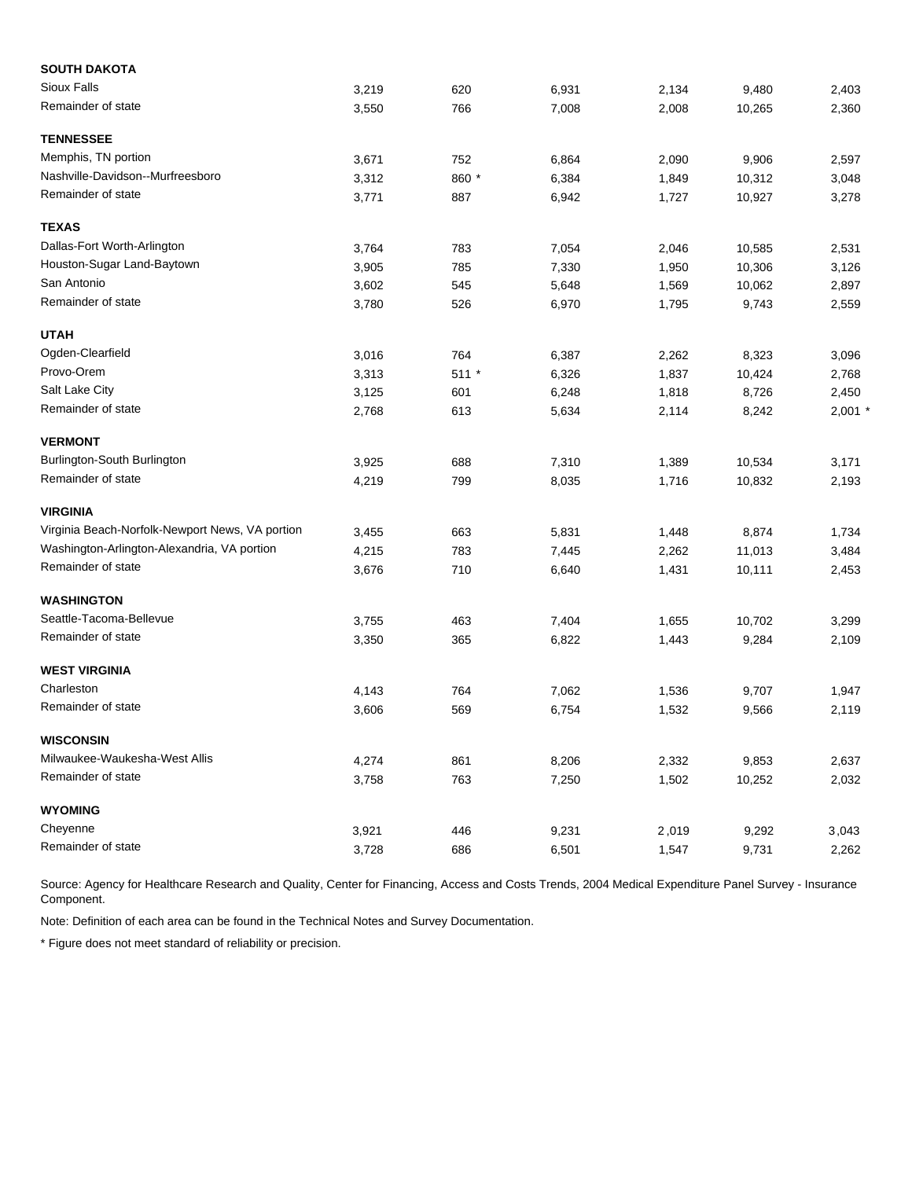| | | | | | | |
|---|---|---|---|---|---|---|
| **SOUTH DAKOTA** | | | | | | |
| Sioux Falls | 3,219 | 620 | 6,931 | 2,134 | 9,480 | 2,403 |
| Remainder of state | 3,550 | 766 | 7,008 | 2,008 | 10,265 | 2,360 |
| **TENNESSEE** | | | | | | |
| Memphis, TN portion | 3,671 | 752 | 6,864 | 2,090 | 9,906 | 2,597 |
| Nashville-Davidson--Murfreesboro | 3,312 | 860 * | 6,384 | 1,849 | 10,312 | 3,048 |
| Remainder of state | 3,771 | 887 | 6,942 | 1,727 | 10,927 | 3,278 |
| **TEXAS** | | | | | | |
| Dallas-Fort Worth-Arlington | 3,764 | 783 | 7,054 | 2,046 | 10,585 | 2,531 |
| Houston-Sugar Land-Baytown | 3,905 | 785 | 7,330 | 1,950 | 10,306 | 3,126 |
| San Antonio | 3,602 | 545 | 5,648 | 1,569 | 10,062 | 2,897 |
| Remainder of state | 3,780 | 526 | 6,970 | 1,795 | 9,743 | 2,559 |
| **UTAH** | | | | | | |
| Ogden-Clearfield | 3,016 | 764 | 6,387 | 2,262 | 8,323 | 3,096 |
| Provo-Orem | 3,313 | 511 * | 6,326 | 1,837 | 10,424 | 2,768 |
| Salt Lake City | 3,125 | 601 | 6,248 | 1,818 | 8,726 | 2,450 |
| Remainder of state | 2,768 | 613 | 5,634 | 2,114 | 8,242 | 2,001 * |
| **VERMONT** | | | | | | |
| Burlington-South Burlington | 3,925 | 688 | 7,310 | 1,389 | 10,534 | 3,171 |
| Remainder of state | 4,219 | 799 | 8,035 | 1,716 | 10,832 | 2,193 |
| **VIRGINIA** | | | | | | |
| Virginia Beach-Norfolk-Newport News, VA portion | 3,455 | 663 | 5,831 | 1,448 | 8,874 | 1,734 |
| Washington-Arlington-Alexandria, VA portion | 4,215 | 783 | 7,445 | 2,262 | 11,013 | 3,484 |
| Remainder of state | 3,676 | 710 | 6,640 | 1,431 | 10,111 | 2,453 |
| **WASHINGTON** | | | | | | |
| Seattle-Tacoma-Bellevue | 3,755 | 463 | 7,404 | 1,655 | 10,702 | 3,299 |
| Remainder of state | 3,350 | 365 | 6,822 | 1,443 | 9,284 | 2,109 |
| **WEST VIRGINIA** | | | | | | |
| Charleston | 4,143 | 764 | 7,062 | 1,536 | 9,707 | 1,947 |
| Remainder of state | 3,606 | 569 | 6,754 | 1,532 | 9,566 | 2,119 |
| **WISCONSIN** | | | | | | |
| Milwaukee-Waukesha-West Allis | 4,274 | 861 | 8,206 | 2,332 | 9,853 | 2,637 |
| Remainder of state | 3,758 | 763 | 7,250 | 1,502 | 10,252 | 2,032 |
| **WYOMING** | | | | | | |
| Cheyenne | 3,921 | 446 | 9,231 | 2,019 | 9,292 | 3,043 |
| Remainder of state | 3,728 | 686 | 6,501 | 1,547 | 9,731 | 2,262 |

Source: Agency for Healthcare Research and Quality, Center for Financing, Access and Costs Trends, 2004 Medical Expenditure Panel Survey - Insurance Component.

Note: Definition of each area can be found in the Technical Notes and Survey Documentation.

* Figure does not meet standard of reliability or precision.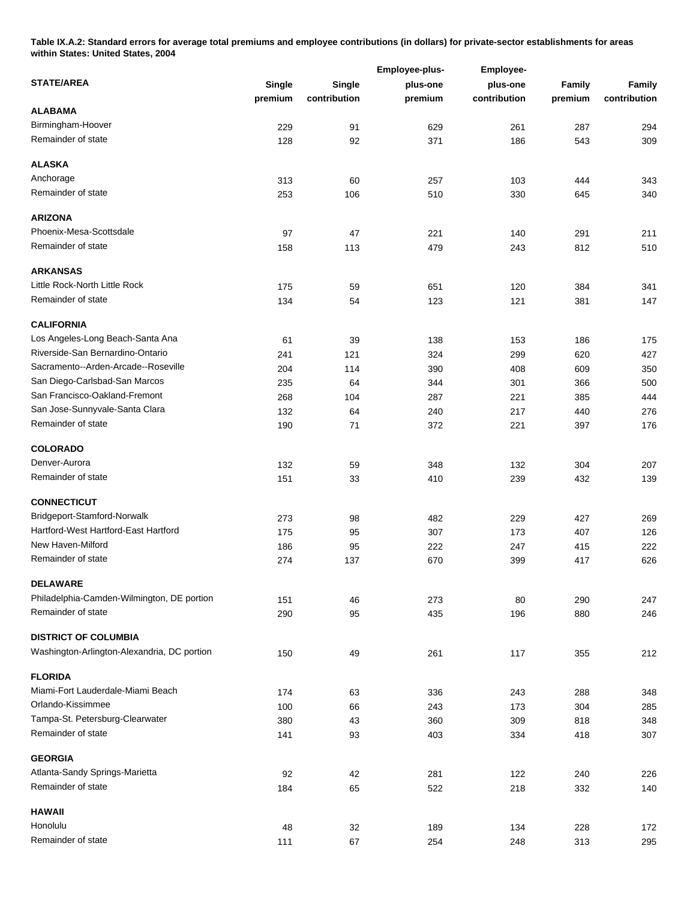**Table IX.A.2: Standard errors for average total premiums and employee contributions (in dollars) for private-sector establishments for areas within States: United States, 2004**

| STATE/AREA | Single premium | Single contribution | Employee-plus-plus-one premium | Employee-plus-one contribution | Family premium | Family contribution |
|---|---|---|---|---|---|---|
| **ALABAMA** | | | | | | |
| Birmingham-Hoover | 229 | 91 | 629 | 261 | 287 | 294 |
| Remainder of state | 128 | 92 | 371 | 186 | 543 | 309 |
| **ALASKA** | | | | | | |
| Anchorage | 313 | 60 | 257 | 103 | 444 | 343 |
| Remainder of state | 253 | 106 | 510 | 330 | 645 | 340 |
| **ARIZONA** | | | | | | |
| Phoenix-Mesa-Scottsdale | 97 | 47 | 221 | 140 | 291 | 211 |
| Remainder of state | 158 | 113 | 479 | 243 | 812 | 510 |
| **ARKANSAS** | | | | | | |
| Little Rock-North Little Rock | 175 | 59 | 651 | 120 | 384 | 341 |
| Remainder of state | 134 | 54 | 123 | 121 | 381 | 147 |
| **CALIFORNIA** | | | | | | |
| Los Angeles-Long Beach-Santa Ana | 61 | 39 | 138 | 153 | 186 | 175 |
| Riverside-San Bernardino-Ontario | 241 | 121 | 324 | 299 | 620 | 427 |
| Sacramento--Arden-Arcade--Roseville | 204 | 114 | 390 | 408 | 609 | 350 |
| San Diego-Carlsbad-San Marcos | 235 | 64 | 344 | 301 | 366 | 500 |
| San Francisco-Oakland-Fremont | 268 | 104 | 287 | 221 | 385 | 444 |
| San Jose-Sunnyvale-Santa Clara | 132 | 64 | 240 | 217 | 440 | 276 |
| Remainder of state | 190 | 71 | 372 | 221 | 397 | 176 |
| **COLORADO** | | | | | | |
| Denver-Aurora | 132 | 59 | 348 | 132 | 304 | 207 |
| Remainder of state | 151 | 33 | 410 | 239 | 432 | 139 |
| **CONNECTICUT** | | | | | | |
| Bridgeport-Stamford-Norwalk | 273 | 98 | 482 | 229 | 427 | 269 |
| Hartford-West Hartford-East Hartford | 175 | 95 | 307 | 173 | 407 | 126 |
| New Haven-Milford | 186 | 95 | 222 | 247 | 415 | 222 |
| Remainder of state | 274 | 137 | 670 | 399 | 417 | 626 |
| **DELAWARE** | | | | | | |
| Philadelphia-Camden-Wilmington, DE portion | 151 | 46 | 273 | 80 | 290 | 247 |
| Remainder of state | 290 | 95 | 435 | 196 | 880 | 246 |
| **DISTRICT OF COLUMBIA** | | | | | | |
| Washington-Arlington-Alexandria, DC portion | 150 | 49 | 261 | 117 | 355 | 212 |
| **FLORIDA** | | | | | | |
| Miami-Fort Lauderdale-Miami Beach | 174 | 63 | 336 | 243 | 288 | 348 |
| Orlando-Kissimmee | 100 | 66 | 243 | 173 | 304 | 285 |
| Tampa-St. Petersburg-Clearwater | 380 | 43 | 360 | 309 | 818 | 348 |
| Remainder of state | 141 | 93 | 403 | 334 | 418 | 307 |
| **GEORGIA** | | | | | | |
| Atlanta-Sandy Springs-Marietta | 92 | 42 | 281 | 122 | 240 | 226 |
| Remainder of state | 184 | 65 | 522 | 218 | 332 | 140 |
| **HAWAII** | | | | | | |
| Honolulu | 48 | 32 | 189 | 134 | 228 | 172 |
| Remainder of state | 111 | 67 | 254 | 248 | 313 | 295 |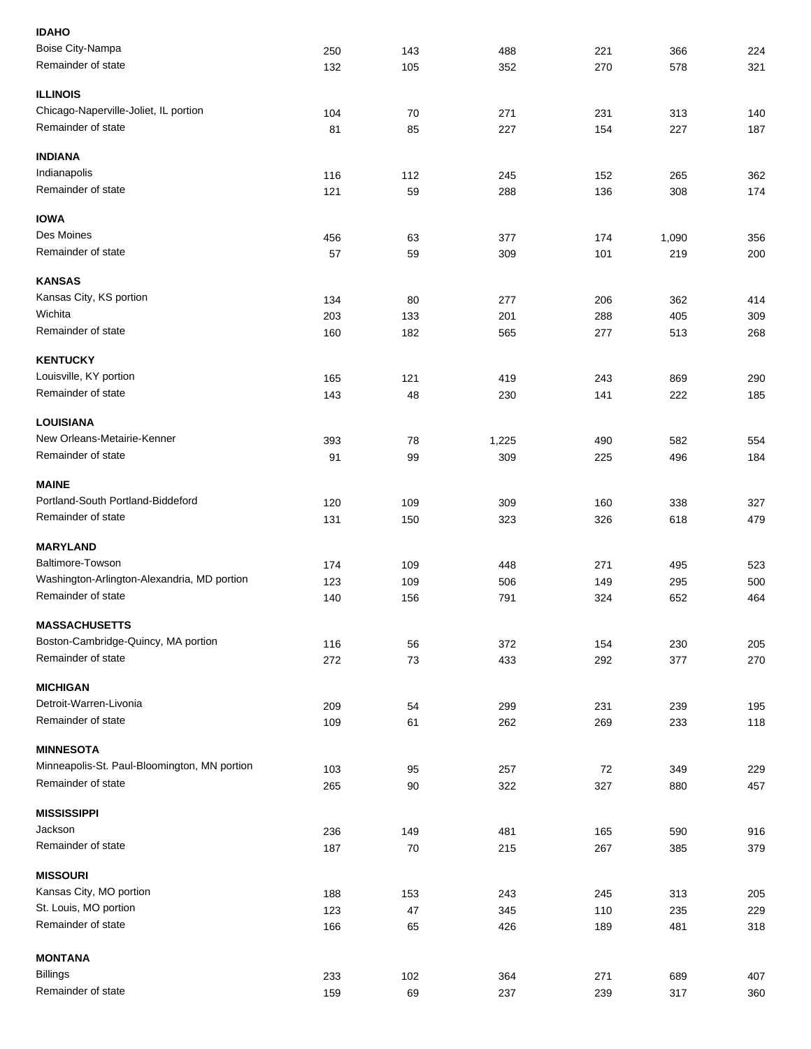| | | | | | | |
|---|---|---|---|---|---|---|
| **IDAHO** | | | | | | |
| Boise City-Nampa | 250 | 143 | 488 | 221 | 366 | 224 |
| Remainder of state | 132 | 105 | 352 | 270 | 578 | 321 |
| **ILLINOIS** | | | | | | |
| Chicago-Naperville-Joliet, IL portion | 104 | 70 | 271 | 231 | 313 | 140 |
| Remainder of state | 81 | 85 | 227 | 154 | 227 | 187 |
| **INDIANA** | | | | | | |
| Indianapolis | 116 | 112 | 245 | 152 | 265 | 362 |
| Remainder of state | 121 | 59 | 288 | 136 | 308 | 174 |
| **IOWA** | | | | | | |
| Des Moines | 456 | 63 | 377 | 174 | 1,090 | 356 |
| Remainder of state | 57 | 59 | 309 | 101 | 219 | 200 |
| **KANSAS** | | | | | | |
| Kansas City, KS portion | 134 | 80 | 277 | 206 | 362 | 414 |
| Wichita | 203 | 133 | 201 | 288 | 405 | 309 |
| Remainder of state | 160 | 182 | 565 | 277 | 513 | 268 |
| **KENTUCKY** | | | | | | |
| Louisville, KY portion | 165 | 121 | 419 | 243 | 869 | 290 |
| Remainder of state | 143 | 48 | 230 | 141 | 222 | 185 |
| **LOUISIANA** | | | | | | |
| New Orleans-Metairie-Kenner | 393 | 78 | 1,225 | 490 | 582 | 554 |
| Remainder of state | 91 | 99 | 309 | 225 | 496 | 184 |
| **MAINE** | | | | | | |
| Portland-South Portland-Biddeford | 120 | 109 | 309 | 160 | 338 | 327 |
| Remainder of state | 131 | 150 | 323 | 326 | 618 | 479 |
| **MARYLAND** | | | | | | |
| Baltimore-Towson | 174 | 109 | 448 | 271 | 495 | 523 |
| Washington-Arlington-Alexandria, MD portion | 123 | 109 | 506 | 149 | 295 | 500 |
| Remainder of state | 140 | 156 | 791 | 324 | 652 | 464 |
| **MASSACHUSETTS** | | | | | | |
| Boston-Cambridge-Quincy, MA portion | 116 | 56 | 372 | 154 | 230 | 205 |
| Remainder of state | 272 | 73 | 433 | 292 | 377 | 270 |
| **MICHIGAN** | | | | | | |
| Detroit-Warren-Livonia | 209 | 54 | 299 | 231 | 239 | 195 |
| Remainder of state | 109 | 61 | 262 | 269 | 233 | 118 |
| **MINNESOTA** | | | | | | |
| Minneapolis-St. Paul-Bloomington, MN portion | 103 | 95 | 257 | 72 | 349 | 229 |
| Remainder of state | 265 | 90 | 322 | 327 | 880 | 457 |
| **MISSISSIPPI** | | | | | | |
| Jackson | 236 | 149 | 481 | 165 | 590 | 916 |
| Remainder of state | 187 | 70 | 215 | 267 | 385 | 379 |
| **MISSOURI** | | | | | | |
| Kansas City, MO portion | 188 | 153 | 243 | 245 | 313 | 205 |
| St. Louis, MO portion | 123 | 47 | 345 | 110 | 235 | 229 |
| Remainder of state | 166 | 65 | 426 | 189 | 481 | 318 |
| **MONTANA** | | | | | | |
| Billings | 233 | 102 | 364 | 271 | 689 | 407 |
| Remainder of state | 159 | 69 | 237 | 239 | 317 | 360 |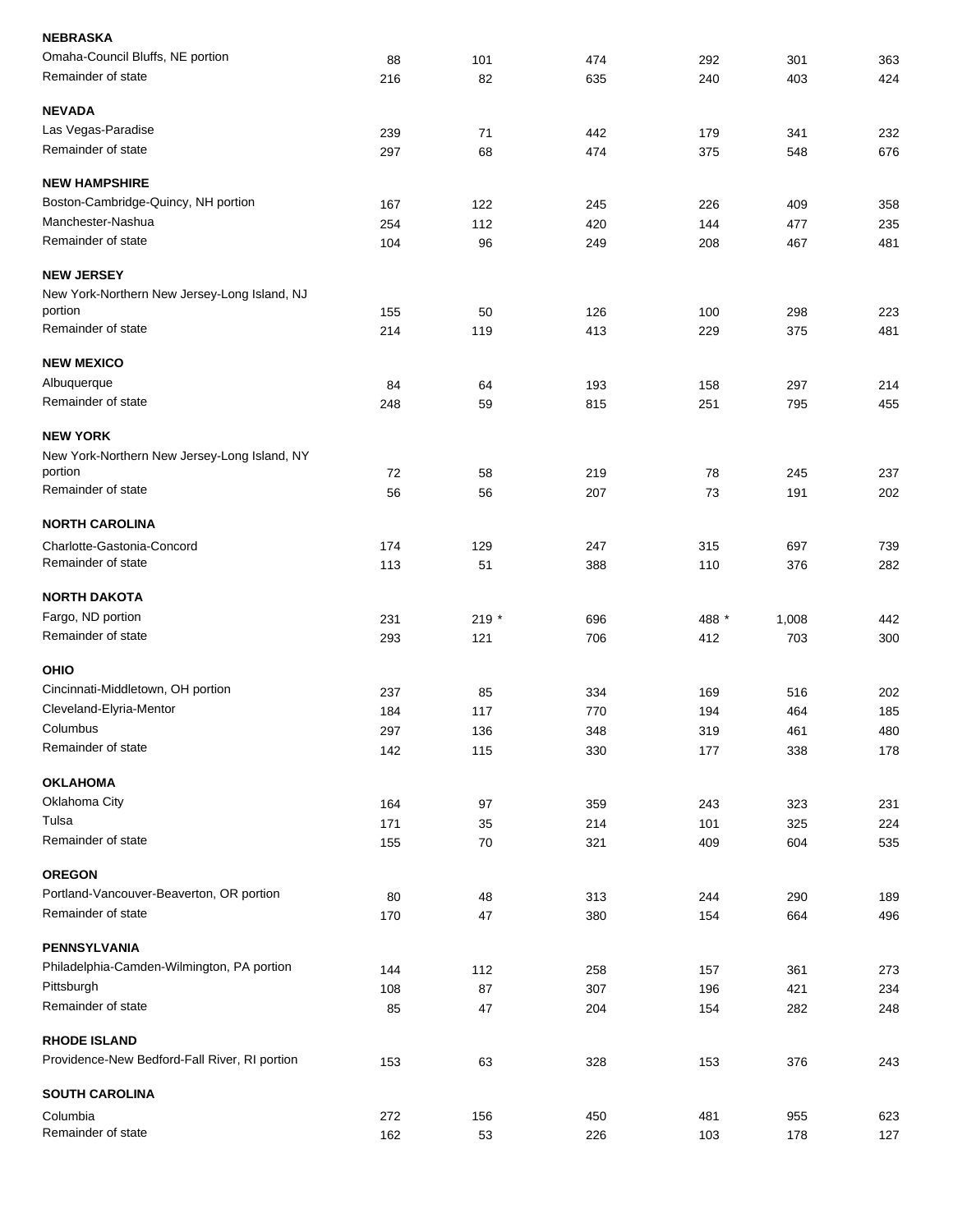| | | | | | | |
|---|---|---|---|---|---|---|
| **NEBRASKA** | | | | | | |
| Omaha-Council Bluffs, NE portion | 88 | 101 | 474 | 292 | 301 | 363 |
| Remainder of state | 216 | 82 | 635 | 240 | 403 | 424 |
| **NEVADA** | | | | | | |
| Las Vegas-Paradise | 239 | 71 | 442 | 179 | 341 | 232 |
| Remainder of state | 297 | 68 | 474 | 375 | 548 | 676 |
| **NEW HAMPSHIRE** | | | | | | |
| Boston-Cambridge-Quincy, NH portion | 167 | 122 | 245 | 226 | 409 | 358 |
| Manchester-Nashua | 254 | 112 | 420 | 144 | 477 | 235 |
| Remainder of state | 104 | 96 | 249 | 208 | 467 | 481 |
| **NEW JERSEY** | | | | | | |
| New York-Northern New Jersey-Long Island, NJ portion | 155 | 50 | 126 | 100 | 298 | 223 |
| Remainder of state | 214 | 119 | 413 | 229 | 375 | 481 |
| **NEW MEXICO** | | | | | | |
| Albuquerque | 84 | 64 | 193 | 158 | 297 | 214 |
| Remainder of state | 248 | 59 | 815 | 251 | 795 | 455 |
| **NEW YORK** | | | | | | |
| New York-Northern New Jersey-Long Island, NY portion | 72 | 58 | 219 | 78 | 245 | 237 |
| Remainder of state | 56 | 56 | 207 | 73 | 191 | 202 |
| **NORTH CAROLINA** | | | | | | |
| Charlotte-Gastonia-Concord | 174 | 129 | 247 | 315 | 697 | 739 |
| Remainder of state | 113 | 51 | 388 | 110 | 376 | 282 |
| **NORTH DAKOTA** | | | | | | |
| Fargo, ND portion | 231 | 219 * | 696 | 488 * | 1,008 | 442 |
| Remainder of state | 293 | 121 | 706 | 412 | 703 | 300 |
| **OHIO** | | | | | | |
| Cincinnati-Middletown, OH portion | 237 | 85 | 334 | 169 | 516 | 202 |
| Cleveland-Elyria-Mentor | 184 | 117 | 770 | 194 | 464 | 185 |
| Columbus | 297 | 136 | 348 | 319 | 461 | 480 |
| Remainder of state | 142 | 115 | 330 | 177 | 338 | 178 |
| **OKLAHOMA** | | | | | | |
| Oklahoma City | 164 | 97 | 359 | 243 | 323 | 231 |
| Tulsa | 171 | 35 | 214 | 101 | 325 | 224 |
| Remainder of state | 155 | 70 | 321 | 409 | 604 | 535 |
| **OREGON** | | | | | | |
| Portland-Vancouver-Beaverton, OR portion | 80 | 48 | 313 | 244 | 290 | 189 |
| Remainder of state | 170 | 47 | 380 | 154 | 664 | 496 |
| **PENNSYLVANIA** | | | | | | |
| Philadelphia-Camden-Wilmington, PA portion | 144 | 112 | 258 | 157 | 361 | 273 |
| Pittsburgh | 108 | 87 | 307 | 196 | 421 | 234 |
| Remainder of state | 85 | 47 | 204 | 154 | 282 | 248 |
| **RHODE ISLAND** | | | | | | |
| Providence-New Bedford-Fall River, RI portion | 153 | 63 | 328 | 153 | 376 | 243 |
| **SOUTH CAROLINA** | | | | | | |
| Columbia | 272 | 156 | 450 | 481 | 955 | 623 |
| Remainder of state | 162 | 53 | 226 | 103 | 178 | 127 |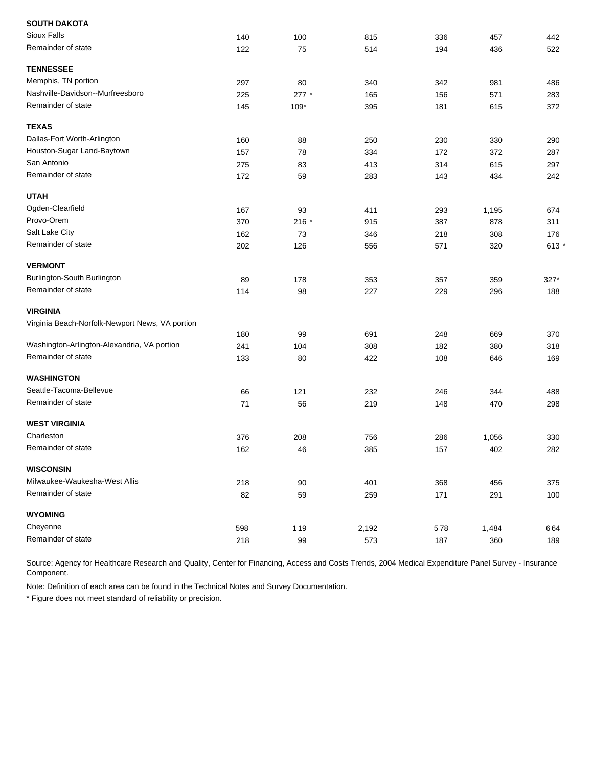| | | | | | | |
|---|---|---|---|---|---|---|
| **SOUTH DAKOTA** | | | | | | |
| Sioux Falls | 140 | 100 | 815 | 336 | 457 | 442 |
| Remainder of state | 122 | 75 | 514 | 194 | 436 | 522 |
| **TENNESSEE** | | | | | | |
| Memphis, TN portion | 297 | 80 | 340 | 342 | 981 | 486 |
| Nashville-Davidson--Murfreesboro | 225 | 277 * | 165 | 156 | 571 | 283 |
| Remainder of state | 145 | 109* | 395 | 181 | 615 | 372 |
| **TEXAS** | | | | | | |
| Dallas-Fort Worth-Arlington | 160 | 88 | 250 | 230 | 330 | 290 |
| Houston-Sugar Land-Baytown | 157 | 78 | 334 | 172 | 372 | 287 |
| San Antonio | 275 | 83 | 413 | 314 | 615 | 297 |
| Remainder of state | 172 | 59 | 283 | 143 | 434 | 242 |
| **UTAH** | | | | | | |
| Ogden-Clearfield | 167 | 93 | 411 | 293 | 1,195 | 674 |
| Provo-Orem | 370 | 216 * | 915 | 387 | 878 | 311 |
| Salt Lake City | 162 | 73 | 346 | 218 | 308 | 176 |
| Remainder of state | 202 | 126 | 556 | 571 | 320 | 613 * |
| **VERMONT** | | | | | | |
| Burlington-South Burlington | 89 | 178 | 353 | 357 | 359 | 327* |
| Remainder of state | 114 | 98 | 227 | 229 | 296 | 188 |
| **VIRGINIA** | | | | | | |
| Virginia Beach-Norfolk-Newport News, VA portion | 180 | 99 | 691 | 248 | 669 | 370 |
| Washington-Arlington-Alexandria, VA portion | 241 | 104 | 308 | 182 | 380 | 318 |
| Remainder of state | 133 | 80 | 422 | 108 | 646 | 169 |
| **WASHINGTON** | | | | | | |
| Seattle-Tacoma-Bellevue | 66 | 121 | 232 | 246 | 344 | 488 |
| Remainder of state | 71 | 56 | 219 | 148 | 470 | 298 |
| **WEST VIRGINIA** | | | | | | |
| Charleston | 376 | 208 | 756 | 286 | 1,056 | 330 |
| Remainder of state | 162 | 46 | 385 | 157 | 402 | 282 |
| **WISCONSIN** | | | | | | |
| Milwaukee-Waukesha-West Allis | 218 | 90 | 401 | 368 | 456 | 375 |
| Remainder of state | 82 | 59 | 259 | 171 | 291 | 100 |
| **WYOMING** | | | | | | |
| Cheyenne | 598 | 119 | 2,192 | 578 | 1,484 | 664 |
| Remainder of state | 218 | 99 | 573 | 187 | 360 | 189 |

Source: Agency for Healthcare Research and Quality, Center for Financing, Access and Costs Trends, 2004 Medical Expenditure Panel Survey - Insurance Component.

Note: Definition of each area can be found in the Technical Notes and Survey Documentation.

\* Figure does not meet standard of reliability or precision.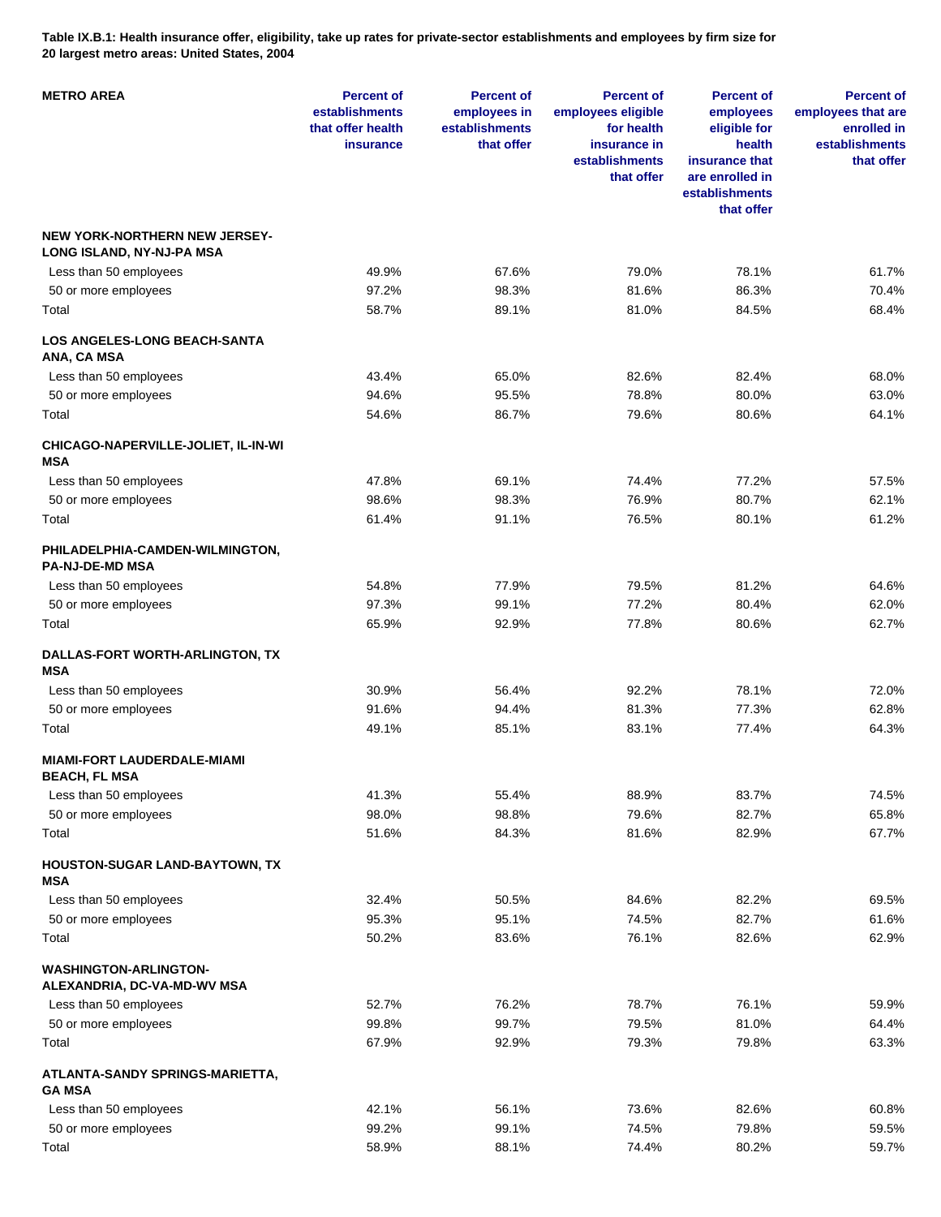**Table IX.B.1: Health insurance offer, eligibility, take up rates for private-sector establishments and employees by firm size for 20 largest metro areas: United States, 2004**

| METRO AREA | Percent of establishments that offer health insurance | Percent of employees in establishments that offer | Percent of employees eligible for health insurance in establishments that offer | Percent of employees eligible for health insurance that are enrolled in establishments that offer | Percent of employees that are enrolled in establishments that offer |
|---|---|---|---|---|---|
| **NEW YORK-NORTHERN NEW JERSEY-LONG ISLAND, NY-NJ-PA MSA** | | | | | |
| Less than 50 employees | 49.9% | 67.6% | 79.0% | 78.1% | 61.7% |
| 50 or more employees | 97.2% | 98.3% | 81.6% | 86.3% | 70.4% |
| Total | 58.7% | 89.1% | 81.0% | 84.5% | 68.4% |
| **LOS ANGELES-LONG BEACH-SANTA ANA, CA MSA** | | | | | |
| Less than 50 employees | 43.4% | 65.0% | 82.6% | 82.4% | 68.0% |
| 50 or more employees | 94.6% | 95.5% | 78.8% | 80.0% | 63.0% |
| Total | 54.6% | 86.7% | 79.6% | 80.6% | 64.1% |
| **CHICAGO-NAPERVILLE-JOLIET, IL-IN-WI MSA** | | | | | |
| Less than 50 employees | 47.8% | 69.1% | 74.4% | 77.2% | 57.5% |
| 50 or more employees | 98.6% | 98.3% | 76.9% | 80.7% | 62.1% |
| Total | 61.4% | 91.1% | 76.5% | 80.1% | 61.2% |
| **PHILADELPHIA-CAMDEN-WILMINGTON, PA-NJ-DE-MD MSA** | | | | | |
| Less than 50 employees | 54.8% | 77.9% | 79.5% | 81.2% | 64.6% |
| 50 or more employees | 97.3% | 99.1% | 77.2% | 80.4% | 62.0% |
| Total | 65.9% | 92.9% | 77.8% | 80.6% | 62.7% |
| **DALLAS-FORT WORTH-ARLINGTON, TX MSA** | | | | | |
| Less than 50 employees | 30.9% | 56.4% | 92.2% | 78.1% | 72.0% |
| 50 or more employees | 91.6% | 94.4% | 81.3% | 77.3% | 62.8% |
| Total | 49.1% | 85.1% | 83.1% | 77.4% | 64.3% |
| **MIAMI-FORT LAUDERDALE-MIAMI BEACH, FL MSA** | | | | | |
| Less than 50 employees | 41.3% | 55.4% | 88.9% | 83.7% | 74.5% |
| 50 or more employees | 98.0% | 98.8% | 79.6% | 82.7% | 65.8% |
| Total | 51.6% | 84.3% | 81.6% | 82.9% | 67.7% |
| **HOUSTON-SUGAR LAND-BAYTOWN, TX MSA** | | | | | |
| Less than 50 employees | 32.4% | 50.5% | 84.6% | 82.2% | 69.5% |
| 50 or more employees | 95.3% | 95.1% | 74.5% | 82.7% | 61.6% |
| Total | 50.2% | 83.6% | 76.1% | 82.6% | 62.9% |
| **WASHINGTON-ARLINGTON-ALEXANDRIA, DC-VA-MD-WV MSA** | | | | | |
| Less than 50 employees | 52.7% | 76.2% | 78.7% | 76.1% | 59.9% |
| 50 or more employees | 99.8% | 99.7% | 79.5% | 81.0% | 64.4% |
| Total | 67.9% | 92.9% | 79.3% | 79.8% | 63.3% |
| **ATLANTA-SANDY SPRINGS-MARIETTA, GA MSA** | | | | | |
| Less than 50 employees | 42.1% | 56.1% | 73.6% | 82.6% | 60.8% |
| 50 or more employees | 99.2% | 99.1% | 74.5% | 79.8% | 59.5% |
| Total | 58.9% | 88.1% | 74.4% | 80.2% | 59.7% |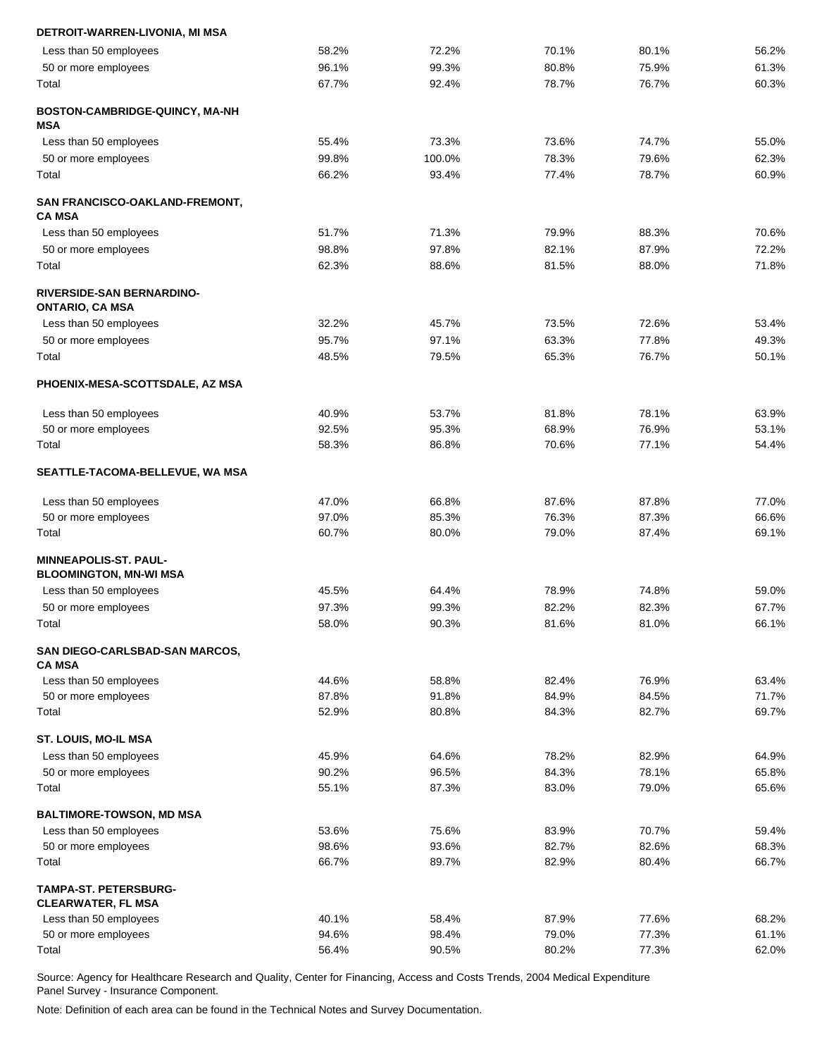| | | | | | |
|---|---|---|---|---|---|
| **DETROIT-WARREN-LIVONIA, MI MSA** | | | | | |
| Less than 50 employees | 58.2% | 72.2% | 70.1% | 80.1% | 56.2% |
| 50 or more employees | 96.1% | 99.3% | 80.8% | 75.9% | 61.3% |
| Total | 67.7% | 92.4% | 78.7% | 76.7% | 60.3% |
| **BOSTON-CAMBRIDGE-QUINCY, MA-NH MSA** | | | | | |
| Less than 50 employees | 55.4% | 73.3% | 73.6% | 74.7% | 55.0% |
| 50 or more employees | 99.8% | 100.0% | 78.3% | 79.6% | 62.3% |
| Total | 66.2% | 93.4% | 77.4% | 78.7% | 60.9% |
| **SAN FRANCISCO-OAKLAND-FREMONT, CA MSA** | | | | | |
| Less than 50 employees | 51.7% | 71.3% | 79.9% | 88.3% | 70.6% |
| 50 or more employees | 98.8% | 97.8% | 82.1% | 87.9% | 72.2% |
| Total | 62.3% | 88.6% | 81.5% | 88.0% | 71.8% |
| **RIVERSIDE-SAN BERNARDINO-ONTARIO, CA MSA** | | | | | |
| Less than 50 employees | 32.2% | 45.7% | 73.5% | 72.6% | 53.4% |
| 50 or more employees | 95.7% | 97.1% | 63.3% | 77.8% | 49.3% |
| Total | 48.5% | 79.5% | 65.3% | 76.7% | 50.1% |
| **PHOENIX-MESA-SCOTTSDALE, AZ MSA** | | | | | |
| Less than 50 employees | 40.9% | 53.7% | 81.8% | 78.1% | 63.9% |
| 50 or more employees | 92.5% | 95.3% | 68.9% | 76.9% | 53.1% |
| Total | 58.3% | 86.8% | 70.6% | 77.1% | 54.4% |
| **SEATTLE-TACOMA-BELLEVUE, WA MSA** | | | | | |
| Less than 50 employees | 47.0% | 66.8% | 87.6% | 87.8% | 77.0% |
| 50 or more employees | 97.0% | 85.3% | 76.3% | 87.3% | 66.6% |
| Total | 60.7% | 80.0% | 79.0% | 87.4% | 69.1% |
| **MINNEAPOLIS-ST. PAUL-BLOOMINGTON, MN-WI MSA** | | | | | |
| Less than 50 employees | 45.5% | 64.4% | 78.9% | 74.8% | 59.0% |
| 50 or more employees | 97.3% | 99.3% | 82.2% | 82.3% | 67.7% |
| Total | 58.0% | 90.3% | 81.6% | 81.0% | 66.1% |
| **SAN DIEGO-CARLSBAD-SAN MARCOS, CA MSA** | | | | | |
| Less than 50 employees | 44.6% | 58.8% | 82.4% | 76.9% | 63.4% |
| 50 or more employees | 87.8% | 91.8% | 84.9% | 84.5% | 71.7% |
| Total | 52.9% | 80.8% | 84.3% | 82.7% | 69.7% |
| **ST. LOUIS, MO-IL MSA** | | | | | |
| Less than 50 employees | 45.9% | 64.6% | 78.2% | 82.9% | 64.9% |
| 50 or more employees | 90.2% | 96.5% | 84.3% | 78.1% | 65.8% |
| Total | 55.1% | 87.3% | 83.0% | 79.0% | 65.6% |
| **BALTIMORE-TOWSON, MD MSA** | | | | | |
| Less than 50 employees | 53.6% | 75.6% | 83.9% | 70.7% | 59.4% |
| 50 or more employees | 98.6% | 93.6% | 82.7% | 82.6% | 68.3% |
| Total | 66.7% | 89.7% | 82.9% | 80.4% | 66.7% |
| **TAMPA-ST. PETERSBURG-CLEARWATER, FL MSA** | | | | | |
| Less than 50 employees | 40.1% | 58.4% | 87.9% | 77.6% | 68.2% |
| 50 or more employees | 94.6% | 98.4% | 79.0% | 77.3% | 61.1% |
| Total | 56.4% | 90.5% | 80.2% | 77.3% | 62.0% |

Source: Agency for Healthcare Research and Quality, Center for Financing, Access and Costs Trends, 2004 Medical Expenditure Panel Survey - Insurance Component.

Note: Definition of each area can be found in the Technical Notes and Survey Documentation.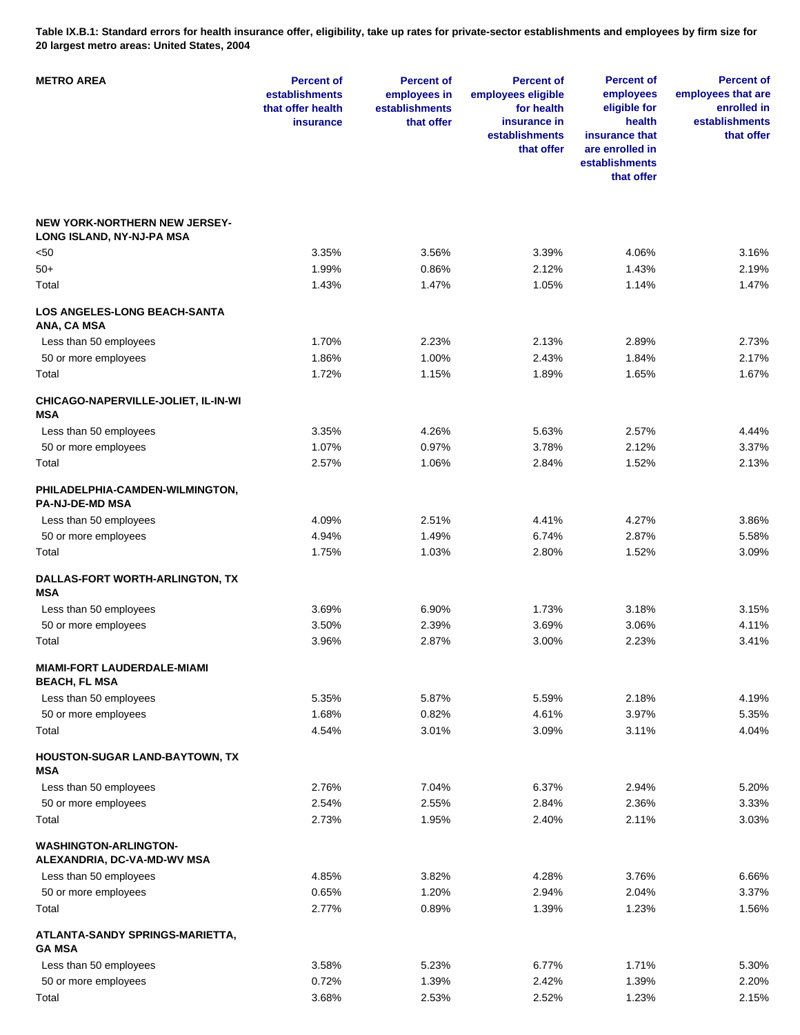**Table IX.B.1: Standard errors for health insurance offer, eligibility, take up rates for private-sector establishments and employees by firm size for 20 largest metro areas: United States, 2004**

| METRO AREA | Percent of establishments that offer health insurance | Percent of employees in establishments that offer | Percent of employees eligible for health insurance in establishments that offer | Percent of employees eligible for health insurance that are enrolled in establishments that offer | Percent of employees that are enrolled in establishments that offer |
|---|---|---|---|---|---|
| **NEW YORK-NORTHERN NEW JERSEY-LONG ISLAND, NY-NJ-PA MSA** | | | | | |
| <50 | 3.35% | 3.56% | 3.39% | 4.06% | 3.16% |
| 50+ | 1.99% | 0.86% | 2.12% | 1.43% | 2.19% |
| Total | 1.43% | 1.47% | 1.05% | 1.14% | 1.47% |
| **LOS ANGELES-LONG BEACH-SANTA ANA, CA MSA** | | | | | |
| Less than 50 employees | 1.70% | 2.23% | 2.13% | 2.89% | 2.73% |
| 50 or more employees | 1.86% | 1.00% | 2.43% | 1.84% | 2.17% |
| Total | 1.72% | 1.15% | 1.89% | 1.65% | 1.67% |
| **CHICAGO-NAPERVILLE-JOLIET, IL-IN-WI MSA** | | | | | |
| Less than 50 employees | 3.35% | 4.26% | 5.63% | 2.57% | 4.44% |
| 50 or more employees | 1.07% | 0.97% | 3.78% | 2.12% | 3.37% |
| Total | 2.57% | 1.06% | 2.84% | 1.52% | 2.13% |
| **PHILADELPHIA-CAMDEN-WILMINGTON, PA-NJ-DE-MD MSA** | | | | | |
| Less than 50 employees | 4.09% | 2.51% | 4.41% | 4.27% | 3.86% |
| 50 or more employees | 4.94% | 1.49% | 6.74% | 2.87% | 5.58% |
| Total | 1.75% | 1.03% | 2.80% | 1.52% | 3.09% |
| **DALLAS-FORT WORTH-ARLINGTON, TX MSA** | | | | | |
| Less than 50 employees | 3.69% | 6.90% | 1.73% | 3.18% | 3.15% |
| 50 or more employees | 3.50% | 2.39% | 3.69% | 3.06% | 4.11% |
| Total | 3.96% | 2.87% | 3.00% | 2.23% | 3.41% |
| **MIAMI-FORT LAUDERDALE-MIAMI BEACH, FL MSA** | | | | | |
| Less than 50 employees | 5.35% | 5.87% | 5.59% | 2.18% | 4.19% |
| 50 or more employees | 1.68% | 0.82% | 4.61% | 3.97% | 5.35% |
| Total | 4.54% | 3.01% | 3.09% | 3.11% | 4.04% |
| **HOUSTON-SUGAR LAND-BAYTOWN, TX MSA** | | | | | |
| Less than 50 employees | 2.76% | 7.04% | 6.37% | 2.94% | 5.20% |
| 50 or more employees | 2.54% | 2.55% | 2.84% | 2.36% | 3.33% |
| Total | 2.73% | 1.95% | 2.40% | 2.11% | 3.03% |
| **WASHINGTON-ARLINGTON-ALEXANDRIA, DC-VA-MD-WV MSA** | | | | | |
| Less than 50 employees | 4.85% | 3.82% | 4.28% | 3.76% | 6.66% |
| 50 or more employees | 0.65% | 1.20% | 2.94% | 2.04% | 3.37% |
| Total | 2.77% | 0.89% | 1.39% | 1.23% | 1.56% |
| **ATLANTA-SANDY SPRINGS-MARIETTA, GA MSA** | | | | | |
| Less than 50 employees | 3.58% | 5.23% | 6.77% | 1.71% | 5.30% |
| 50 or more employees | 0.72% | 1.39% | 2.42% | 1.39% | 2.20% |
| Total | 3.68% | 2.53% | 2.52% | 1.23% | 2.15% |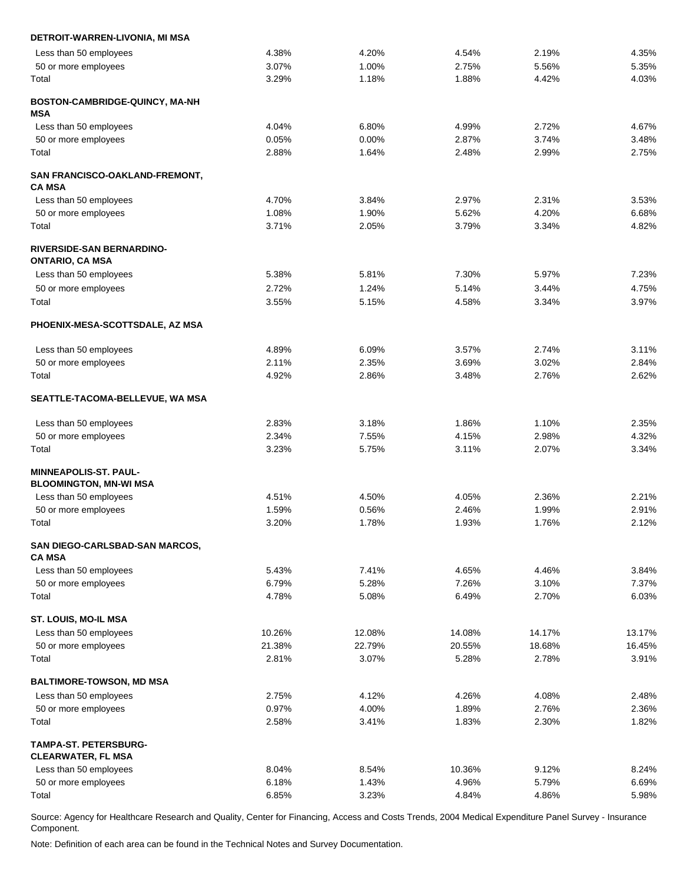| | | | | | |
|---|---|---|---|---|---|
| **DETROIT-WARREN-LIVONIA, MI MSA** | | | | | |
| Less than 50 employees | 4.38% | 4.20% | 4.54% | 2.19% | 4.35% |
| 50 or more employees | 3.07% | 1.00% | 2.75% | 5.56% | 5.35% |
| Total | 3.29% | 1.18% | 1.88% | 4.42% | 4.03% |
| **BOSTON-CAMBRIDGE-QUINCY, MA-NH MSA** | | | | | |
| Less than 50 employees | 4.04% | 6.80% | 4.99% | 2.72% | 4.67% |
| 50 or more employees | 0.05% | 0.00% | 2.87% | 3.74% | 3.48% |
| Total | 2.88% | 1.64% | 2.48% | 2.99% | 2.75% |
| **SAN FRANCISCO-OAKLAND-FREMONT, CA MSA** | | | | | |
| Less than 50 employees | 4.70% | 3.84% | 2.97% | 2.31% | 3.53% |
| 50 or more employees | 1.08% | 1.90% | 5.62% | 4.20% | 6.68% |
| Total | 3.71% | 2.05% | 3.79% | 3.34% | 4.82% |
| **RIVERSIDE-SAN BERNARDINO-ONTARIO, CA MSA** | | | | | |
| Less than 50 employees | 5.38% | 5.81% | 7.30% | 5.97% | 7.23% |
| 50 or more employees | 2.72% | 1.24% | 5.14% | 3.44% | 4.75% |
| Total | 3.55% | 5.15% | 4.58% | 3.34% | 3.97% |
| **PHOENIX-MESA-SCOTTSDALE, AZ MSA** | | | | | |
| Less than 50 employees | 4.89% | 6.09% | 3.57% | 2.74% | 3.11% |
| 50 or more employees | 2.11% | 2.35% | 3.69% | 3.02% | 2.84% |
| Total | 4.92% | 2.86% | 3.48% | 2.76% | 2.62% |
| **SEATTLE-TACOMA-BELLEVUE, WA MSA** | | | | | |
| Less than 50 employees | 2.83% | 3.18% | 1.86% | 1.10% | 2.35% |
| 50 or more employees | 2.34% | 7.55% | 4.15% | 2.98% | 4.32% |
| Total | 3.23% | 5.75% | 3.11% | 2.07% | 3.34% |
| **MINNEAPOLIS-ST. PAUL-BLOOMINGTON, MN-WI MSA** | | | | | |
| Less than 50 employees | 4.51% | 4.50% | 4.05% | 2.36% | 2.21% |
| 50 or more employees | 1.59% | 0.56% | 2.46% | 1.99% | 2.91% |
| Total | 3.20% | 1.78% | 1.93% | 1.76% | 2.12% |
| **SAN DIEGO-CARLSBAD-SAN MARCOS, CA MSA** | | | | | |
| Less than 50 employees | 5.43% | 7.41% | 4.65% | 4.46% | 3.84% |
| 50 or more employees | 6.79% | 5.28% | 7.26% | 3.10% | 7.37% |
| Total | 4.78% | 5.08% | 6.49% | 2.70% | 6.03% |
| **ST. LOUIS, MO-IL MSA** | | | | | |
| Less than 50 employees | 10.26% | 12.08% | 14.08% | 14.17% | 13.17% |
| 50 or more employees | 21.38% | 22.79% | 20.55% | 18.68% | 16.45% |
| Total | 2.81% | 3.07% | 5.28% | 2.78% | 3.91% |
| **BALTIMORE-TOWSON, MD MSA** | | | | | |
| Less than 50 employees | 2.75% | 4.12% | 4.26% | 4.08% | 2.48% |
| 50 or more employees | 0.97% | 4.00% | 1.89% | 2.76% | 2.36% |
| Total | 2.58% | 3.41% | 1.83% | 2.30% | 1.82% |
| **TAMPA-ST. PETERSBURG-CLEARWATER, FL MSA** | | | | | |
| Less than 50 employees | 8.04% | 8.54% | 10.36% | 9.12% | 8.24% |
| 50 or more employees | 6.18% | 1.43% | 4.96% | 5.79% | 6.69% |
| Total | 6.85% | 3.23% | 4.84% | 4.86% | 5.98% |

Source: Agency for Healthcare Research and Quality, Center for Financing, Access and Costs Trends, 2004 Medical Expenditure Panel Survey - Insurance Component.

Note: Definition of each area can be found in the Technical Notes and Survey Documentation.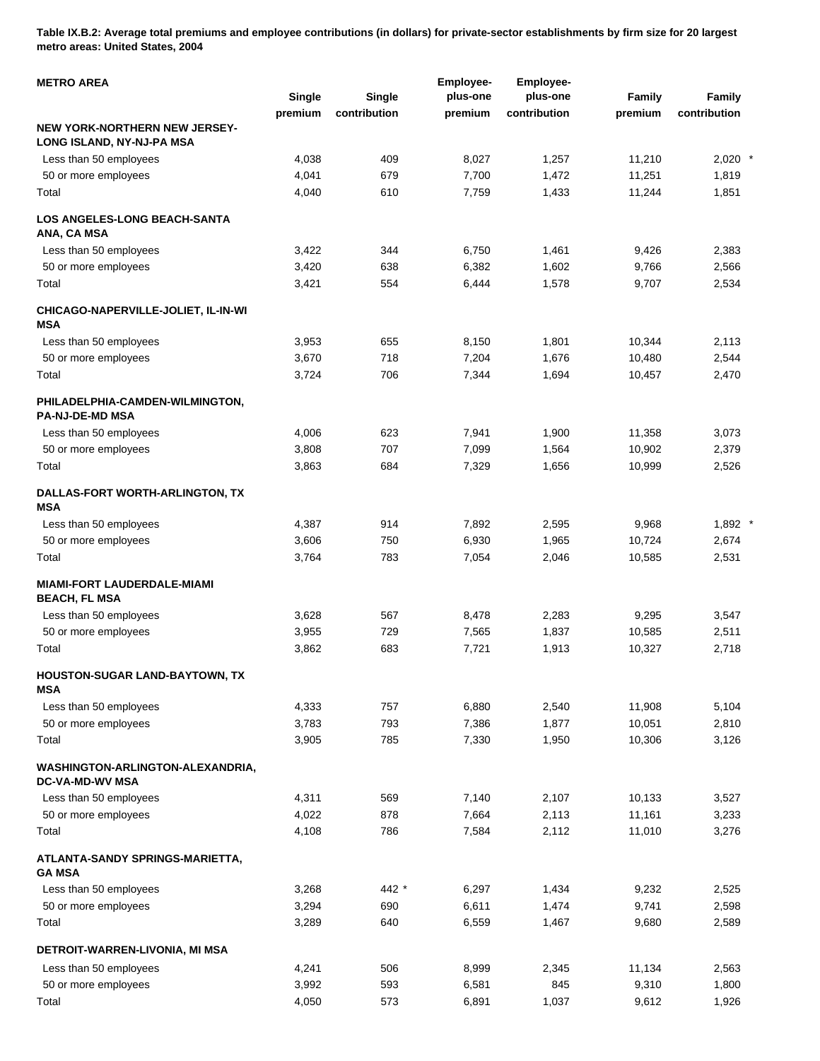**Table IX.B.2: Average total premiums and employee contributions (in dollars) for private-sector establishments by firm size for 20 largest metro areas: United States, 2004**

| METRO AREA | Single premium | Single contribution | Employee-plus-one premium | Employee-plus-one contribution | Family premium | Family contribution |
|---|---|---|---|---|---|---|
| **NEW YORK-NORTHERN NEW JERSEY-LONG ISLAND, NY-NJ-PA MSA** | | | | | | |
| Less than 50 employees | 4,038 | 409 | 8,027 | 1,257 | 11,210 | 2,020 * |
| 50 or more employees | 4,041 | 679 | 7,700 | 1,472 | 11,251 | 1,819 |
| Total | 4,040 | 610 | 7,759 | 1,433 | 11,244 | 1,851 |
| **LOS ANGELES-LONG BEACH-SANTA ANA, CA MSA** | | | | | | |
| Less than 50 employees | 3,422 | 344 | 6,750 | 1,461 | 9,426 | 2,383 |
| 50 or more employees | 3,420 | 638 | 6,382 | 1,602 | 9,766 | 2,566 |
| Total | 3,421 | 554 | 6,444 | 1,578 | 9,707 | 2,534 |
| **CHICAGO-NAPERVILLE-JOLIET, IL-IN-WI MSA** | | | | | | |
| Less than 50 employees | 3,953 | 655 | 8,150 | 1,801 | 10,344 | 2,113 |
| 50 or more employees | 3,670 | 718 | 7,204 | 1,676 | 10,480 | 2,544 |
| Total | 3,724 | 706 | 7,344 | 1,694 | 10,457 | 2,470 |
| **PHILADELPHIA-CAMDEN-WILMINGTON, PA-NJ-DE-MD MSA** | | | | | | |
| Less than 50 employees | 4,006 | 623 | 7,941 | 1,900 | 11,358 | 3,073 |
| 50 or more employees | 3,808 | 707 | 7,099 | 1,564 | 10,902 | 2,379 |
| Total | 3,863 | 684 | 7,329 | 1,656 | 10,999 | 2,526 |
| **DALLAS-FORT WORTH-ARLINGTON, TX MSA** | | | | | | |
| Less than 50 employees | 4,387 | 914 | 7,892 | 2,595 | 9,968 | 1,892 * |
| 50 or more employees | 3,606 | 750 | 6,930 | 1,965 | 10,724 | 2,674 |
| Total | 3,764 | 783 | 7,054 | 2,046 | 10,585 | 2,531 |
| **MIAMI-FORT LAUDERDALE-MIAMI BEACH, FL MSA** | | | | | | |
| Less than 50 employees | 3,628 | 567 | 8,478 | 2,283 | 9,295 | 3,547 |
| 50 or more employees | 3,955 | 729 | 7,565 | 1,837 | 10,585 | 2,511 |
| Total | 3,862 | 683 | 7,721 | 1,913 | 10,327 | 2,718 |
| **HOUSTON-SUGAR LAND-BAYTOWN, TX MSA** | | | | | | |
| Less than 50 employees | 4,333 | 757 | 6,880 | 2,540 | 11,908 | 5,104 |
| 50 or more employees | 3,783 | 793 | 7,386 | 1,877 | 10,051 | 2,810 |
| Total | 3,905 | 785 | 7,330 | 1,950 | 10,306 | 3,126 |
| **WASHINGTON-ARLINGTON-ALEXANDRIA, DC-VA-MD-WV MSA** | | | | | | |
| Less than 50 employees | 4,311 | 569 | 7,140 | 2,107 | 10,133 | 3,527 |
| 50 or more employees | 4,022 | 878 | 7,664 | 2,113 | 11,161 | 3,233 |
| Total | 4,108 | 786 | 7,584 | 2,112 | 11,010 | 3,276 |
| **ATLANTA-SANDY SPRINGS-MARIETTA, GA MSA** | | | | | | |
| Less than 50 employees | 3,268 | 442 * | 6,297 | 1,434 | 9,232 | 2,525 |
| 50 or more employees | 3,294 | 690 | 6,611 | 1,474 | 9,741 | 2,598 |
| Total | 3,289 | 640 | 6,559 | 1,467 | 9,680 | 2,589 |
| **DETROIT-WARREN-LIVONIA, MI MSA** | | | | | | |
| Less than 50 employees | 4,241 | 506 | 8,999 | 2,345 | 11,134 | 2,563 |
| 50 or more employees | 3,992 | 593 | 6,581 | 845 | 9,310 | 1,800 |
| Total | 4,050 | 573 | 6,891 | 1,037 | 9,612 | 1,926 |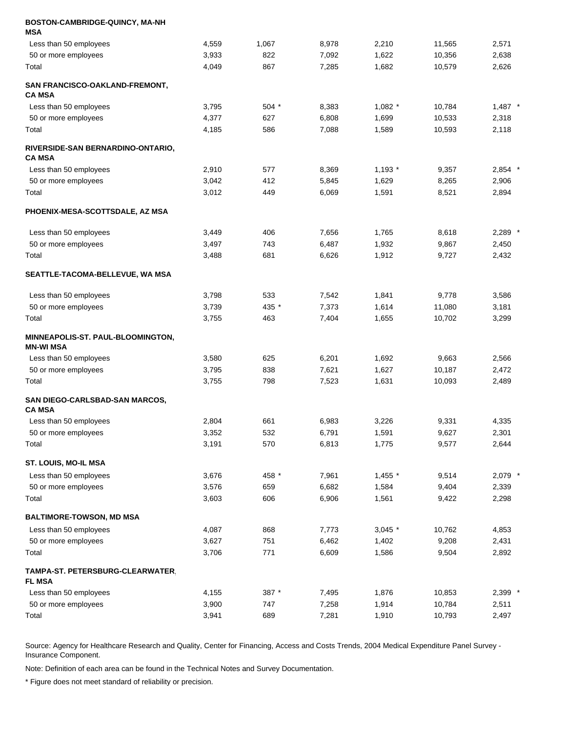| | | | | | | |
|---|---|---|---|---|---|---|
| **BOSTON-CAMBRIDGE-QUINCY, MA-NH MSA** | | | | | | |
| Less than 50 employees | 4,559 | 1,067 | 8,978 | 2,210 | 11,565 | 2,571 |
| 50 or more employees | 3,933 | 822 | 7,092 | 1,622 | 10,356 | 2,638 |
| Total | 4,049 | 867 | 7,285 | 1,682 | 10,579 | 2,626 |
| **SAN FRANCISCO-OAKLAND-FREMONT, CA MSA** | | | | | | |
| Less than 50 employees | 3,795 | 504 * | 8,383 | 1,082 * | 10,784 | 1,487 * |
| 50 or more employees | 4,377 | 627 | 6,808 | 1,699 | 10,533 | 2,318 |
| Total | 4,185 | 586 | 7,088 | 1,589 | 10,593 | 2,118 |
| **RIVERSIDE-SAN BERNARDINO-ONTARIO, CA MSA** | | | | | | |
| Less than 50 employees | 2,910 | 577 | 8,369 | 1,193 * | 9,357 | 2,854 * |
| 50 or more employees | 3,042 | 412 | 5,845 | 1,629 | 8,265 | 2,906 |
| Total | 3,012 | 449 | 6,069 | 1,591 | 8,521 | 2,894 |
| **PHOENIX-MESA-SCOTTSDALE, AZ MSA** | | | | | | |
| Less than 50 employees | 3,449 | 406 | 7,656 | 1,765 | 8,618 | 2,289 * |
| 50 or more employees | 3,497 | 743 | 6,487 | 1,932 | 9,867 | 2,450 |
| Total | 3,488 | 681 | 6,626 | 1,912 | 9,727 | 2,432 |
| **SEATTLE-TACOMA-BELLEVUE, WA MSA** | | | | | | |
| Less than 50 employees | 3,798 | 533 | 7,542 | 1,841 | 9,778 | 3,586 |
| 50 or more employees | 3,739 | 435 * | 7,373 | 1,614 | 11,080 | 3,181 |
| Total | 3,755 | 463 | 7,404 | 1,655 | 10,702 | 3,299 |
| **MINNEAPOLIS-ST. PAUL-BLOOMINGTON, MN-WI MSA** | | | | | | |
| Less than 50 employees | 3,580 | 625 | 6,201 | 1,692 | 9,663 | 2,566 |
| 50 or more employees | 3,795 | 838 | 7,621 | 1,627 | 10,187 | 2,472 |
| Total | 3,755 | 798 | 7,523 | 1,631 | 10,093 | 2,489 |
| **SAN DIEGO-CARLSBAD-SAN MARCOS, CA MSA** | | | | | | |
| Less than 50 employees | 2,804 | 661 | 6,983 | 3,226 | 9,331 | 4,335 |
| 50 or more employees | 3,352 | 532 | 6,791 | 1,591 | 9,627 | 2,301 |
| Total | 3,191 | 570 | 6,813 | 1,775 | 9,577 | 2,644 |
| **ST. LOUIS, MO-IL MSA** | | | | | | |
| Less than 50 employees | 3,676 | 458 * | 7,961 | 1,455 * | 9,514 | 2,079 * |
| 50 or more employees | 3,576 | 659 | 6,682 | 1,584 | 9,404 | 2,339 |
| Total | 3,603 | 606 | 6,906 | 1,561 | 9,422 | 2,298 |
| **BALTIMORE-TOWSON, MD MSA** | | | | | | |
| Less than 50 employees | 4,087 | 868 | 7,773 | 3,045 * | 10,762 | 4,853 |
| 50 or more employees | 3,627 | 751 | 6,462 | 1,402 | 9,208 | 2,431 |
| Total | 3,706 | 771 | 6,609 | 1,586 | 9,504 | 2,892 |
| **TAMPA-ST. PETERSBURG-CLEARWATER, FL MSA** | | | | | | |
| Less than 50 employees | 4,155 | 387 * | 7,495 | 1,876 | 10,853 | 2,399 * |
| 50 or more employees | 3,900 | 747 | 7,258 | 1,914 | 10,784 | 2,511 |
| Total | 3,941 | 689 | 7,281 | 1,910 | 10,793 | 2,497 |

Source: Agency for Healthcare Research and Quality, Center for Financing, Access and Costs Trends, 2004 Medical Expenditure Panel Survey - Insurance Component.

Note: Definition of each area can be found in the Technical Notes and Survey Documentation.

* Figure does not meet standard of reliability or precision.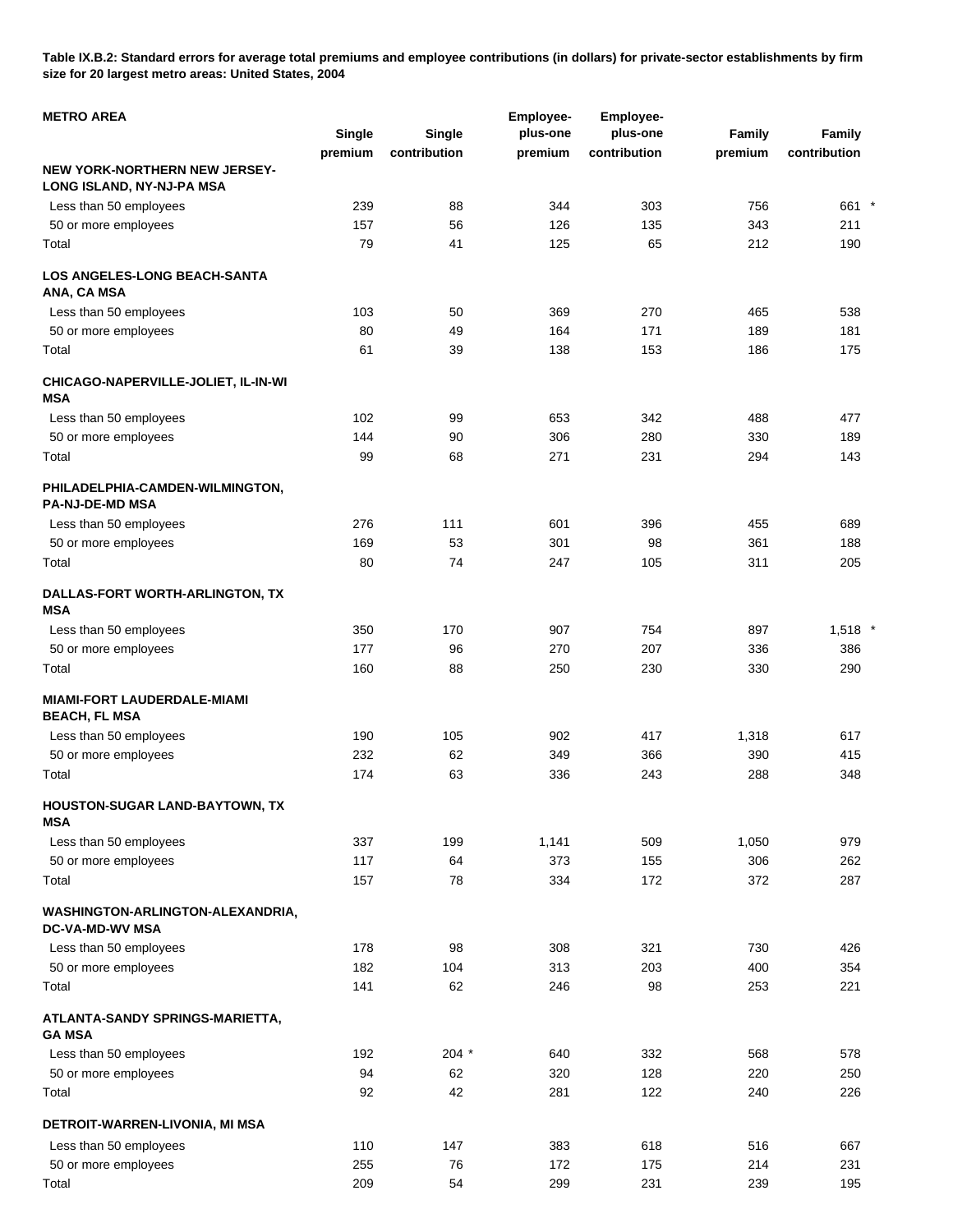**Table IX.B.2: Standard errors for average total premiums and employee contributions (in dollars) for private-sector establishments by firm size for 20 largest metro areas: United States, 2004**

| METRO AREA | Single premium | Single contribution | Employee-plus-one premium | Employee-plus-one contribution | Family premium | Family contribution |
|---|---|---|---|---|---|---|
| **NEW YORK-NORTHERN NEW JERSEY-LONG ISLAND, NY-NJ-PA MSA** | | | | | | |
| Less than 50 employees | 239 | 88 | 344 | 303 | 756 | 661 * |
| 50 or more employees | 157 | 56 | 126 | 135 | 343 | 211 |
| Total | 79 | 41 | 125 | 65 | 212 | 190 |
| **LOS ANGELES-LONG BEACH-SANTA ANA, CA MSA** | | | | | | |
| Less than 50 employees | 103 | 50 | 369 | 270 | 465 | 538 |
| 50 or more employees | 80 | 49 | 164 | 171 | 189 | 181 |
| Total | 61 | 39 | 138 | 153 | 186 | 175 |
| **CHICAGO-NAPERVILLE-JOLIET, IL-IN-WI MSA** | | | | | | |
| Less than 50 employees | 102 | 99 | 653 | 342 | 488 | 477 |
| 50 or more employees | 144 | 90 | 306 | 280 | 330 | 189 |
| Total | 99 | 68 | 271 | 231 | 294 | 143 |
| **PHILADELPHIA-CAMDEN-WILMINGTON, PA-NJ-DE-MD MSA** | | | | | | |
| Less than 50 employees | 276 | 111 | 601 | 396 | 455 | 689 |
| 50 or more employees | 169 | 53 | 301 | 98 | 361 | 188 |
| Total | 80 | 74 | 247 | 105 | 311 | 205 |
| **DALLAS-FORT WORTH-ARLINGTON, TX MSA** | | | | | | |
| Less than 50 employees | 350 | 170 | 907 | 754 | 897 | 1,518 * |
| 50 or more employees | 177 | 96 | 270 | 207 | 336 | 386 |
| Total | 160 | 88 | 250 | 230 | 330 | 290 |
| **MIAMI-FORT LAUDERDALE-MIAMI BEACH, FL MSA** | | | | | | |
| Less than 50 employees | 190 | 105 | 902 | 417 | 1,318 | 617 |
| 50 or more employees | 232 | 62 | 349 | 366 | 390 | 415 |
| Total | 174 | 63 | 336 | 243 | 288 | 348 |
| **HOUSTON-SUGAR LAND-BAYTOWN, TX MSA** | | | | | | |
| Less than 50 employees | 337 | 199 | 1,141 | 509 | 1,050 | 979 |
| 50 or more employees | 117 | 64 | 373 | 155 | 306 | 262 |
| Total | 157 | 78 | 334 | 172 | 372 | 287 |
| **WASHINGTON-ARLINGTON-ALEXANDRIA, DC-VA-MD-WV MSA** | | | | | | |
| Less than 50 employees | 178 | 98 | 308 | 321 | 730 | 426 |
| 50 or more employees | 182 | 104 | 313 | 203 | 400 | 354 |
| Total | 141 | 62 | 246 | 98 | 253 | 221 |
| **ATLANTA-SANDY SPRINGS-MARIETTA, GA MSA** | | | | | | |
| Less than 50 employees | 192 | 204 * | 640 | 332 | 568 | 578 |
| 50 or more employees | 94 | 62 | 320 | 128 | 220 | 250 |
| Total | 92 | 42 | 281 | 122 | 240 | 226 |
| **DETROIT-WARREN-LIVONIA, MI MSA** | | | | | | |
| Less than 50 employees | 110 | 147 | 383 | 618 | 516 | 667 |
| 50 or more employees | 255 | 76 | 172 | 175 | 214 | 231 |
| Total | 209 | 54 | 299 | 231 | 239 | 195 |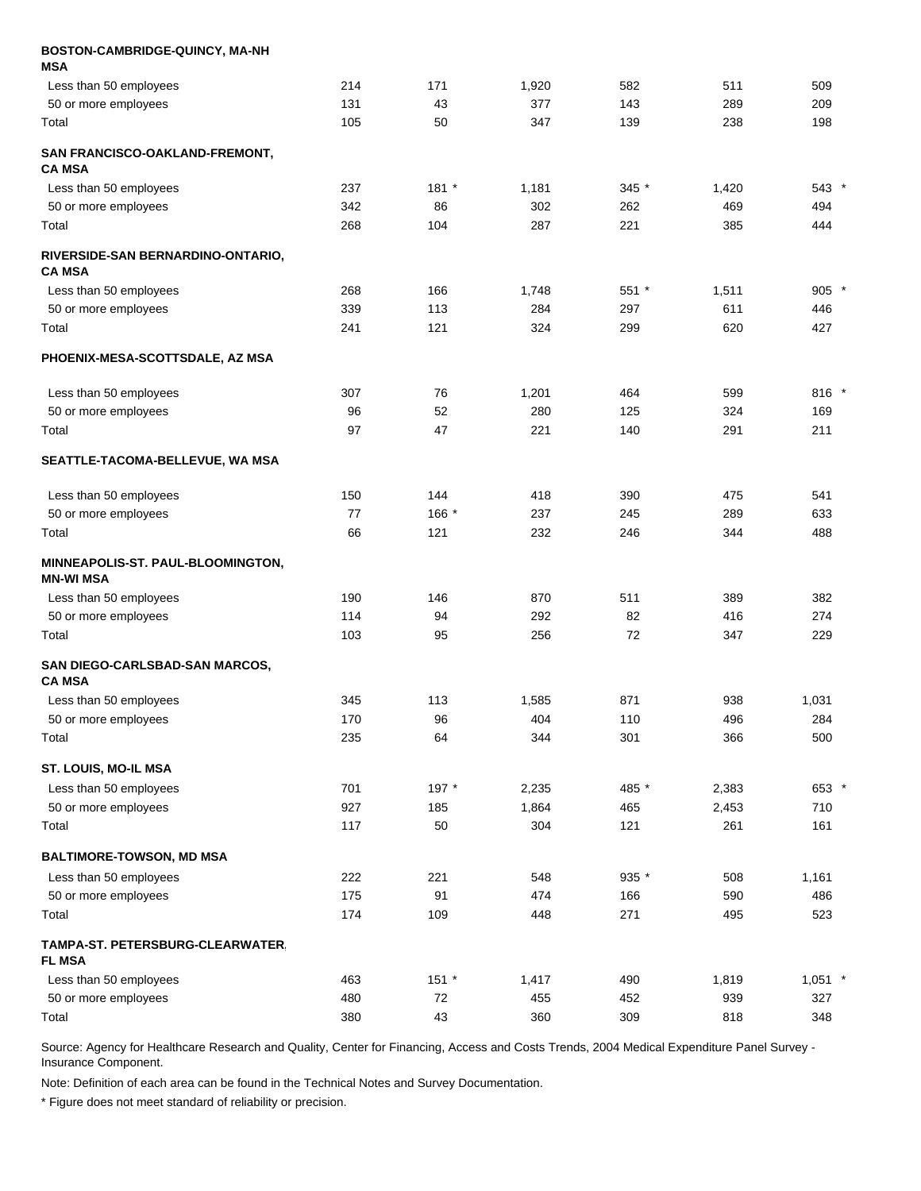| | | | | | | |
|---|---|---|---|---|---|---|
| **BOSTON-CAMBRIDGE-QUINCY, MA-NH MSA** | | | | | | |
| Less than 50 employees | 214 | 171 | 1,920 | 582 | 511 | 509 |
| 50 or more employees | 131 | 43 | 377 | 143 | 289 | 209 |
| Total | 105 | 50 | 347 | 139 | 238 | 198 |
| **SAN FRANCISCO-OAKLAND-FREMONT, CA MSA** | | | | | | |
| Less than 50 employees | 237 | 181 * | 1,181 | 345 * | 1,420 | 543 * |
| 50 or more employees | 342 | 86 | 302 | 262 | 469 | 494 |
| Total | 268 | 104 | 287 | 221 | 385 | 444 |
| **RIVERSIDE-SAN BERNARDINO-ONTARIO, CA MSA** | | | | | | |
| Less than 50 employees | 268 | 166 | 1,748 | 551 * | 1,511 | 905 * |
| 50 or more employees | 339 | 113 | 284 | 297 | 611 | 446 |
| Total | 241 | 121 | 324 | 299 | 620 | 427 |
| **PHOENIX-MESA-SCOTTSDALE, AZ MSA** | | | | | | |
| Less than 50 employees | 307 | 76 | 1,201 | 464 | 599 | 816 * |
| 50 or more employees | 96 | 52 | 280 | 125 | 324 | 169 |
| Total | 97 | 47 | 221 | 140 | 291 | 211 |
| **SEATTLE-TACOMA-BELLEVUE, WA MSA** | | | | | | |
| Less than 50 employees | 150 | 144 | 418 | 390 | 475 | 541 |
| 50 or more employees | 77 | 166 * | 237 | 245 | 289 | 633 |
| Total | 66 | 121 | 232 | 246 | 344 | 488 |
| **MINNEAPOLIS-ST. PAUL-BLOOMINGTON, MN-WI MSA** | | | | | | |
| Less than 50 employees | 190 | 146 | 870 | 511 | 389 | 382 |
| 50 or more employees | 114 | 94 | 292 | 82 | 416 | 274 |
| Total | 103 | 95 | 256 | 72 | 347 | 229 |
| **SAN DIEGO-CARLSBAD-SAN MARCOS, CA MSA** | | | | | | |
| Less than 50 employees | 345 | 113 | 1,585 | 871 | 938 | 1,031 |
| 50 or more employees | 170 | 96 | 404 | 110 | 496 | 284 |
| Total | 235 | 64 | 344 | 301 | 366 | 500 |
| **ST. LOUIS, MO-IL MSA** | | | | | | |
| Less than 50 employees | 701 | 197 * | 2,235 | 485 * | 2,383 | 653 * |
| 50 or more employees | 927 | 185 | 1,864 | 465 | 2,453 | 710 |
| Total | 117 | 50 | 304 | 121 | 261 | 161 |
| **BALTIMORE-TOWSON, MD MSA** | | | | | | |
| Less than 50 employees | 222 | 221 | 548 | 935 * | 508 | 1,161 |
| 50 or more employees | 175 | 91 | 474 | 166 | 590 | 486 |
| Total | 174 | 109 | 448 | 271 | 495 | 523 |
| **TAMPA-ST. PETERSBURG-CLEARWATER, FL MSA** | | | | | | |
| Less than 50 employees | 463 | 151 * | 1,417 | 490 | 1,819 | 1,051 * |
| 50 or more employees | 480 | 72 | 455 | 452 | 939 | 327 |
| Total | 380 | 43 | 360 | 309 | 818 | 348 |

Source: Agency for Healthcare Research and Quality, Center for Financing, Access and Costs Trends, 2004 Medical Expenditure Panel Survey - Insurance Component.

Note: Definition of each area can be found in the Technical Notes and Survey Documentation.

* Figure does not meet standard of reliability or precision.